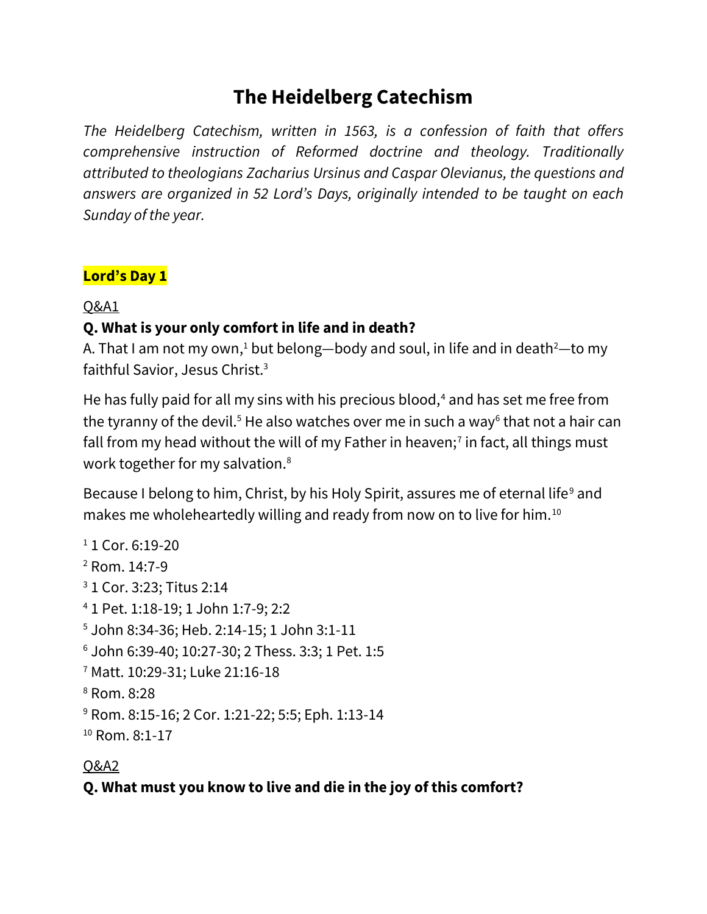# The Heidelberg Catechism

*The Heidelberg Catechism, written in 1563, is a confession of faith that offers comprehensive instruction of Reformed doctrine and theology. Traditionally attributed to theologians Zacharius Ursinus and Caspar Olevianus, the questions and answers are organized in 52 Lord's Days, originally intended to be taught on each Sunday of the year.*

## Lord's Day 1

Q&A1

**Q. What is your only comfort in life and in death?**

A. That I am not my own,[1] but belong—body and soul, in life and in death[2]—to my faithful Savior, Jesus Christ.[3]

He has fully paid for all my sins with his precious blood,[4] and has set me free from the tyranny of the devil.[5] He also watches over me in such a way[6] that not a hair can fall from my head without the will of my Father in heaven;[7] in fact, all things must work together for my salvation.[8]

Because I belong to him, Christ, by his Holy Spirit, assures me of eternal life[9] and makes me wholeheartedly willing and ready from now on to live for him.[10]

[1] 1 Cor. 6:19-20
[2] Rom. 14:7-9
[3] 1 Cor. 3:23; Titus 2:14
[4] 1 Pet. 1:18-19; 1 John 1:7-9; 2:2
[5] John 8:34-36; Heb. 2:14-15; 1 John 3:1-11
[6] John 6:39-40; 10:27-30; 2 Thess. 3:3; 1 Pet. 1:5
[7] Matt. 10:29-31; Luke 21:16-18
[8] Rom. 8:28
[9] Rom. 8:15-16; 2 Cor. 1:21-22; 5:5; Eph. 1:13-14
[10] Rom. 8:1-17

Q&A2

**Q. What must you know to live and die in the joy of this comfort?**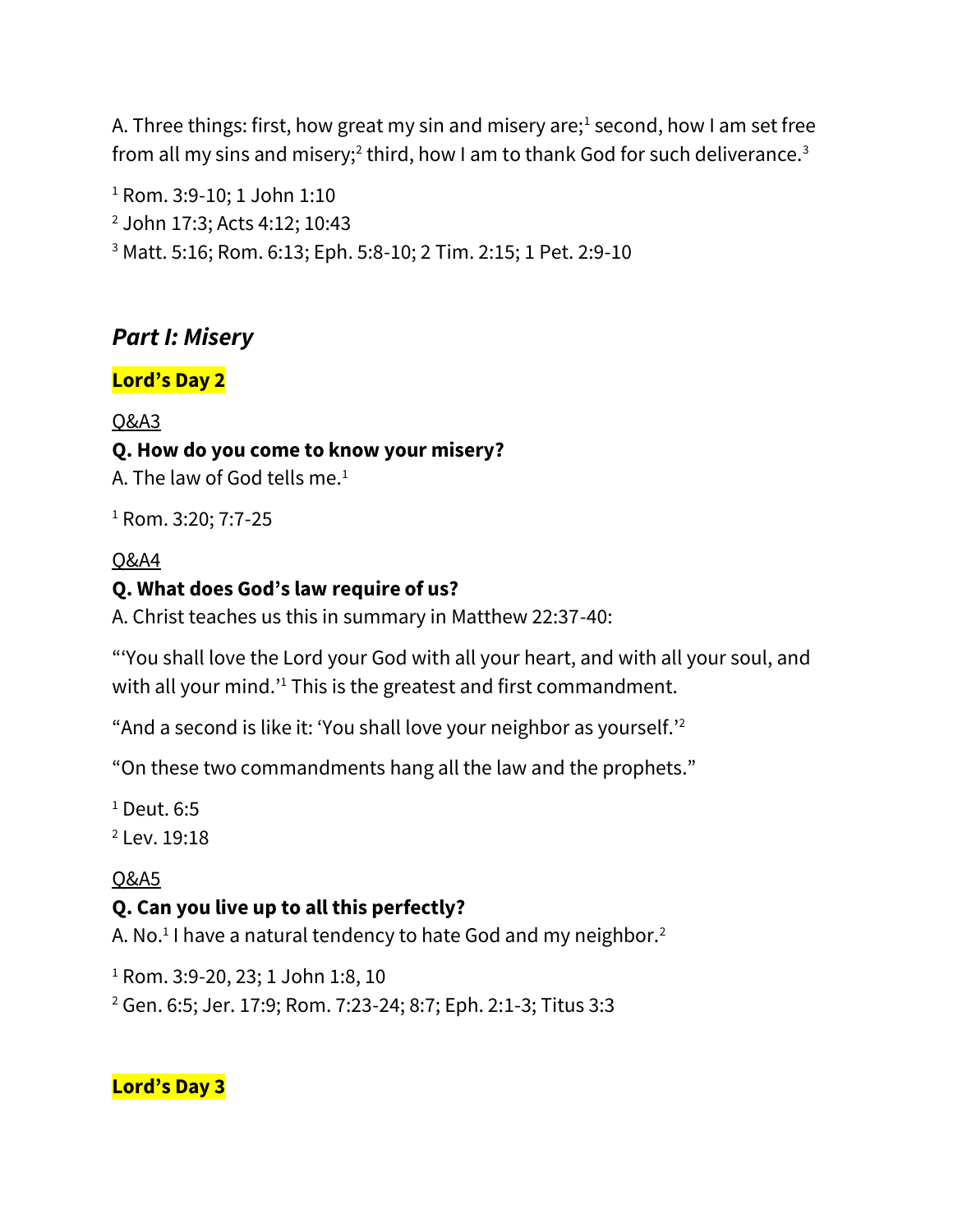A. Three things: first, how great my sin and misery are;[1] second, how I am set free from all my sins and misery;[2] third, how I am to thank God for such deliverance.[3]

[1] Rom. 3:9-10; 1 John 1:10
[2] John 17:3; Acts 4:12; 10:43
[3] Matt. 5:16; Rom. 6:13; Eph. 5:8-10; 2 Tim. 2:15; 1 Pet. 2:9-10

## *Part I: Misery*

### Lord's Day 2

Q&A3

**Q. How do you come to know your misery?**
A. The law of God tells me.[1]

[1] Rom. 3:20; 7:7-25

Q&A4

**Q. What does God's law require of us?**
A. Christ teaches us this in summary in Matthew 22:37-40:

"'You shall love the Lord your God with all your heart, and with all your soul, and with all your mind.'[1] This is the greatest and first commandment.

"And a second is like it: 'You shall love your neighbor as yourself.'[2]

"On these two commandments hang all the law and the prophets."

[1] Deut. 6:5
[2] Lev. 19:18

Q&A5

**Q. Can you live up to all this perfectly?**
A. No.[1] I have a natural tendency to hate God and my neighbor.[2]

[1] Rom. 3:9-20, 23; 1 John 1:8, 10
[2] Gen. 6:5; Jer. 17:9; Rom. 7:23-24; 8:7; Eph. 2:1-3; Titus 3:3

### Lord's Day 3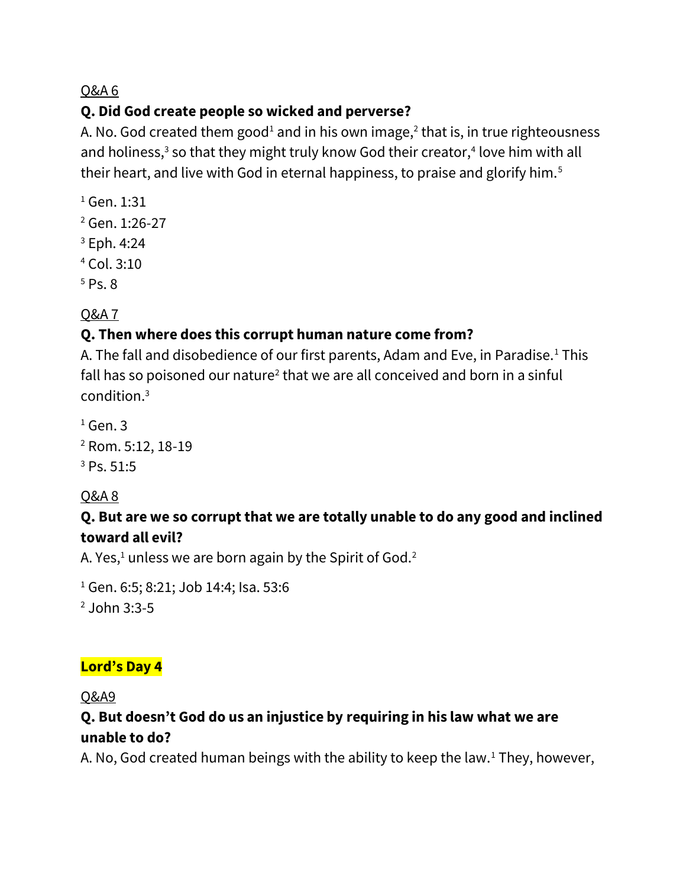Q&A 6

**Q. Did God create people so wicked and perverse?**

A. No. God created them good[1] and in his own image,[2] that is, in true righteousness and holiness,[3] so that they might truly know God their creator,[4] love him with all their heart, and live with God in eternal happiness, to praise and glorify him.[5]

[1] Gen. 1:31
[2] Gen. 1:26-27
[3] Eph. 4:24
[4] Col. 3:10
[5] Ps. 8

Q&A 7

**Q. Then where does this corrupt human nature come from?**

A. The fall and disobedience of our first parents, Adam and Eve, in Paradise.[1] This fall has so poisoned our nature[2] that we are all conceived and born in a sinful condition.[3]

[1] Gen. 3
[2] Rom. 5:12, 18-19
[3] Ps. 51:5

Q&A 8

**Q. But are we so corrupt that we are totally unable to do any good and inclined toward all evil?**

A. Yes,[1] unless we are born again by the Spirit of God.[2]

[1] Gen. 6:5; 8:21; Job 14:4; Isa. 53:6
[2] John 3:3-5

**Lord's Day 4**

Q&A9

**Q. But doesn't God do us an injustice by requiring in his law what we are unable to do?**

A. No, God created human beings with the ability to keep the law.[1] They, however,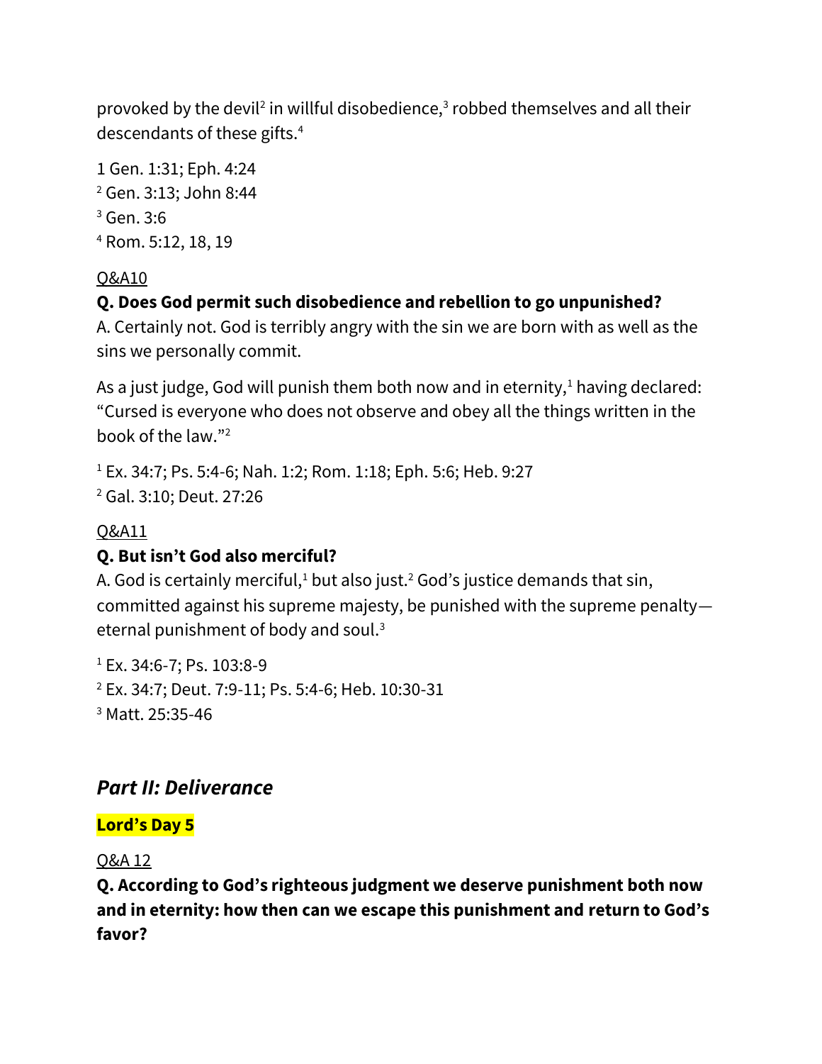provoked by the devil[2] in willful disobedience,[3] robbed themselves and all their descendants of these gifts.[4]

1 Gen. 1:31; Eph. 4:24
[2] Gen. 3:13; John 8:44
[3] Gen. 3:6
[4] Rom. 5:12, 18, 19

Q&A10

**Q. Does God permit such disobedience and rebellion to go unpunished?**
A. Certainly not. God is terribly angry with the sin we are born with as well as the sins we personally commit.

As a just judge, God will punish them both now and in eternity,[1] having declared: "Cursed is everyone who does not observe and obey all the things written in the book of the law."[2]

[1] Ex. 34:7; Ps. 5:4-6; Nah. 1:2; Rom. 1:18; Eph. 5:6; Heb. 9:27
[2] Gal. 3:10; Deut. 27:26

Q&A11

**Q. But isn't God also merciful?**
A. God is certainly merciful,[1] but also just.[2] God's justice demands that sin, committed against his supreme majesty, be punished with the supreme penalty—eternal punishment of body and soul.[3]

[1] Ex. 34:6-7; Ps. 103:8-9
[2] Ex. 34:7; Deut. 7:9-11; Ps. 5:4-6; Heb. 10:30-31
[3] Matt. 25:35-46

## *Part II: Deliverance*

**Lord's Day 5**

Q&A 12

**Q. According to God's righteous judgment we deserve punishment both now and in eternity: how then can we escape this punishment and return to God's favor?**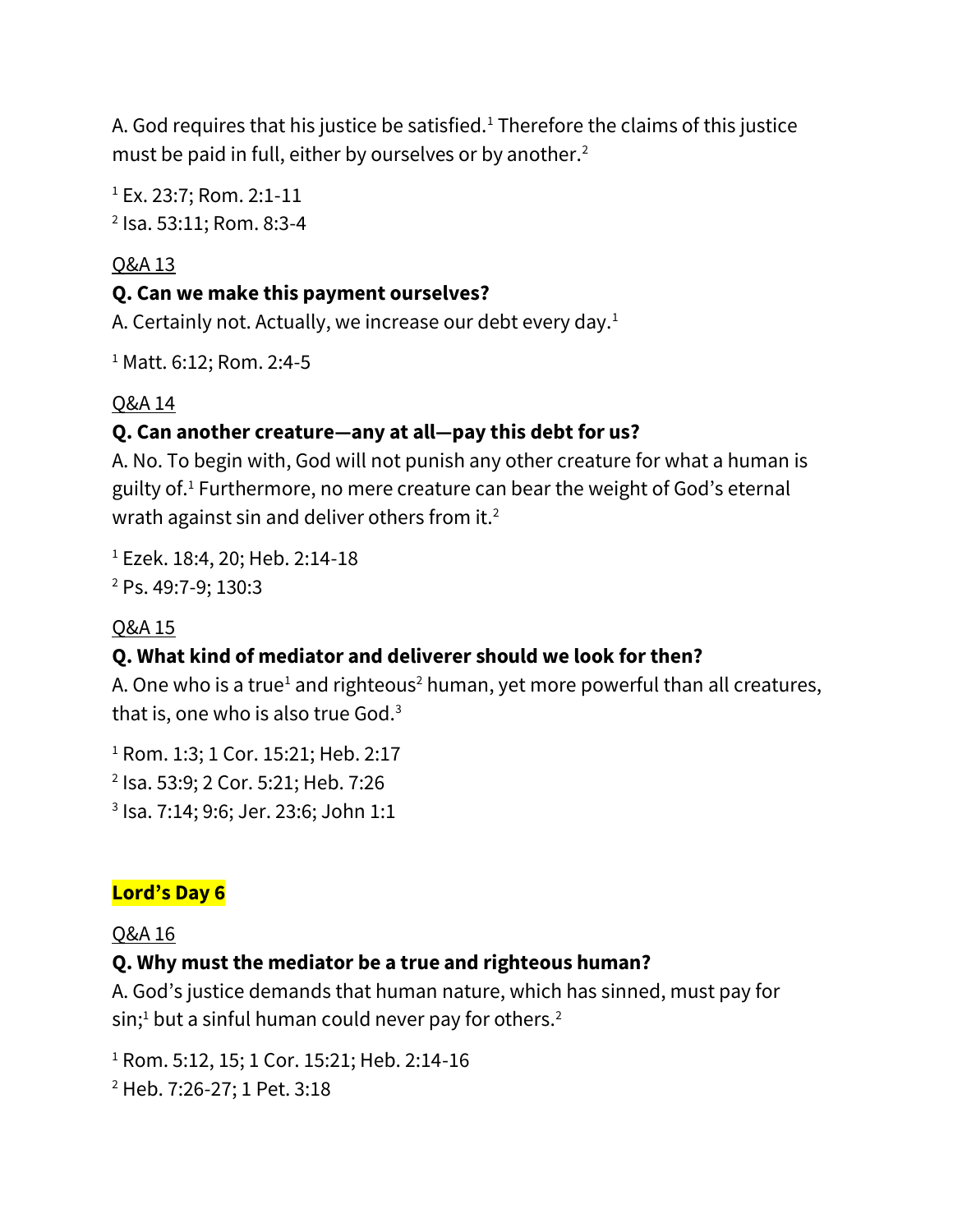A. God requires that his justice be satisfied.[1] Therefore the claims of this justice must be paid in full, either by ourselves or by another.[2]

[1] Ex. 23:7; Rom. 2:1-11
[2] Isa. 53:11; Rom. 8:3-4

Q&A 13

**Q. Can we make this payment ourselves?**
A. Certainly not. Actually, we increase our debt every day.[1]

[1] Matt. 6:12; Rom. 2:4-5

Q&A 14

**Q. Can another creature—any at all—pay this debt for us?**
A. No. To begin with, God will not punish any other creature for what a human is guilty of.[1] Furthermore, no mere creature can bear the weight of God's eternal wrath against sin and deliver others from it.[2]

[1] Ezek. 18:4, 20; Heb. 2:14-18
[2] Ps. 49:7-9; 130:3

Q&A 15

**Q. What kind of mediator and deliverer should we look for then?**
A. One who is a true[1] and righteous[2] human, yet more powerful than all creatures, that is, one who is also true God.[3]

[1] Rom. 1:3; 1 Cor. 15:21; Heb. 2:17
[2] Isa. 53:9; 2 Cor. 5:21; Heb. 7:26
[3] Isa. 7:14; 9:6; Jer. 23:6; John 1:1

## Lord's Day 6

Q&A 16

**Q. Why must the mediator be a true and righteous human?**
A. God's justice demands that human nature, which has sinned, must pay for sin;[1] but a sinful human could never pay for others.[2]

[1] Rom. 5:12, 15; 1 Cor. 15:21; Heb. 2:14-16
[2] Heb. 7:26-27; 1 Pet. 3:18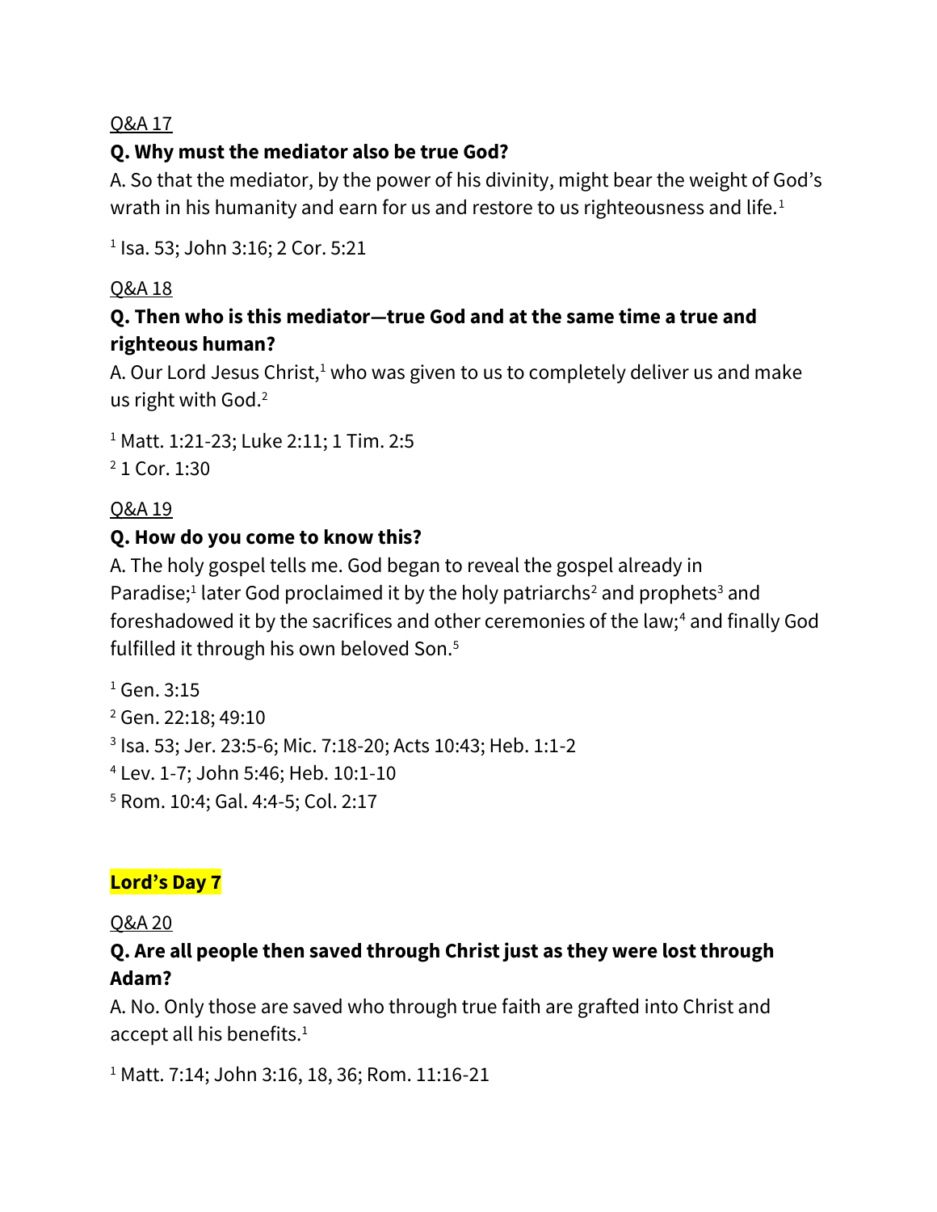Q&A 17

**Q. Why must the mediator also be true God?**

A. So that the mediator, by the power of his divinity, might bear the weight of God's wrath in his humanity and earn for us and restore to us righteousness and life.[1]

[1] Isa. 53; John 3:16; 2 Cor. 5:21

Q&A 18

**Q. Then who is this mediator—true God and at the same time a true and righteous human?**

A. Our Lord Jesus Christ,[1] who was given to us to completely deliver us and make us right with God.[2]

[1] Matt. 1:21-23; Luke 2:11; 1 Tim. 2:5
[2] 1 Cor. 1:30

Q&A 19

**Q. How do you come to know this?**

A. The holy gospel tells me. God began to reveal the gospel already in Paradise;[1] later God proclaimed it by the holy patriarchs[2] and prophets[3] and foreshadowed it by the sacrifices and other ceremonies of the law;[4] and finally God fulfilled it through his own beloved Son.[5]

[1] Gen. 3:15
[2] Gen. 22:18; 49:10
[3] Isa. 53; Jer. 23:5-6; Mic. 7:18-20; Acts 10:43; Heb. 1:1-2
[4] Lev. 1-7; John 5:46; Heb. 10:1-10
[5] Rom. 10:4; Gal. 4:4-5; Col. 2:17

## Lord's Day 7

Q&A 20

**Q. Are all people then saved through Christ just as they were lost through Adam?**

A. No. Only those are saved who through true faith are grafted into Christ and accept all his benefits.[1]

[1] Matt. 7:14; John 3:16, 18, 36; Rom. 11:16-21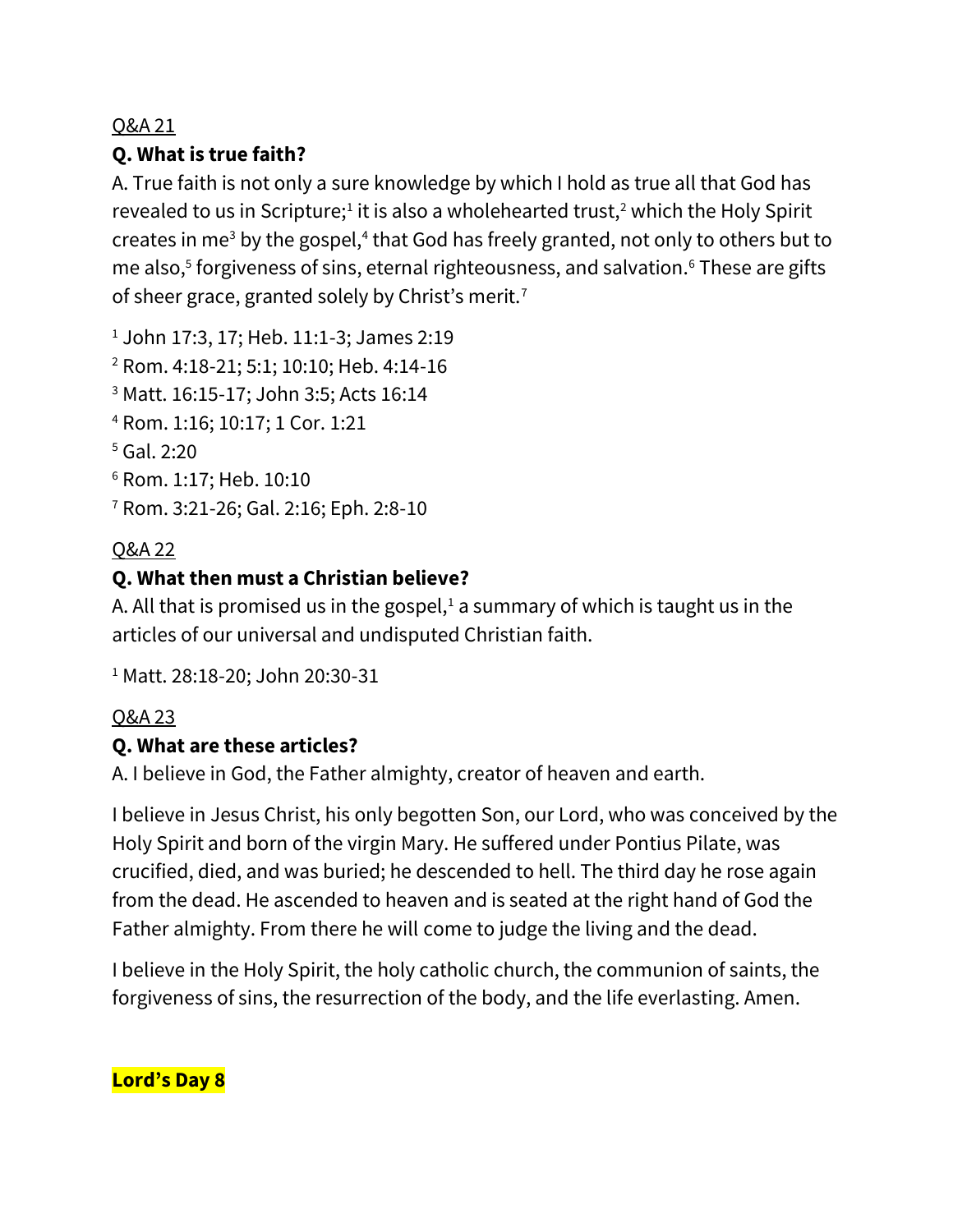Q&A 21

**Q. What is true faith?**

A. True faith is not only a sure knowledge by which I hold as true all that God has revealed to us in Scripture;[1] it is also a wholehearted trust,[2] which the Holy Spirit creates in me[3] by the gospel,[4] that God has freely granted, not only to others but to me also,[5] forgiveness of sins, eternal righteousness, and salvation.[6] These are gifts of sheer grace, granted solely by Christ's merit.[7]

[1] John 17:3, 17; Heb. 11:1-3; James 2:19
[2] Rom. 4:18-21; 5:1; 10:10; Heb. 4:14-16
[3] Matt. 16:15-17; John 3:5; Acts 16:14
[4] Rom. 1:16; 10:17; 1 Cor. 1:21
[5] Gal. 2:20
[6] Rom. 1:17; Heb. 10:10
[7] Rom. 3:21-26; Gal. 2:16; Eph. 2:8-10

Q&A 22

**Q. What then must a Christian believe?**

A. All that is promised us in the gospel,[1] a summary of which is taught us in the articles of our universal and undisputed Christian faith.

[1] Matt. 28:18-20; John 20:30-31

Q&A 23

**Q. What are these articles?**

A. I believe in God, the Father almighty, creator of heaven and earth.

I believe in Jesus Christ, his only begotten Son, our Lord, who was conceived by the Holy Spirit and born of the virgin Mary. He suffered under Pontius Pilate, was crucified, died, and was buried; he descended to hell. The third day he rose again from the dead. He ascended to heaven and is seated at the right hand of God the Father almighty. From there he will come to judge the living and the dead.

I believe in the Holy Spirit, the holy catholic church, the communion of saints, the forgiveness of sins, the resurrection of the body, and the life everlasting. Amen.

**Lord's Day 8**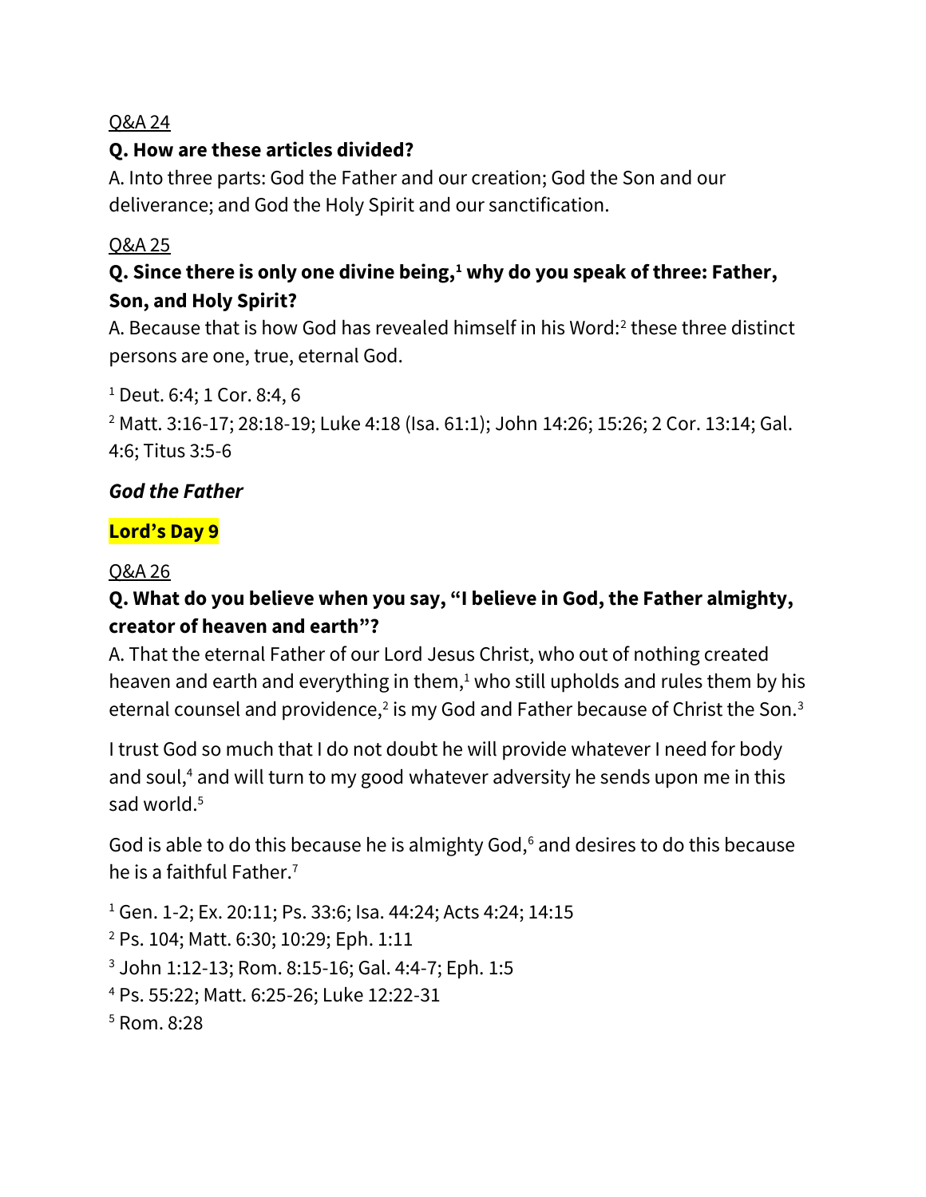Q&A 24

**Q. How are these articles divided?**

A. Into three parts: God the Father and our creation; God the Son and our deliverance; and God the Holy Spirit and our sanctification.

Q&A 25

**Q. Since there is only one divine being,[1] why do you speak of three: Father, Son, and Holy Spirit?**

A. Because that is how God has revealed himself in his Word:[2] these three distinct persons are one, true, eternal God.

[1] Deut. 6:4; 1 Cor. 8:4, 6

[2] Matt. 3:16-17; 28:18-19; Luke 4:18 (Isa. 61:1); John 14:26; 15:26; 2 Cor. 13:14; Gal. 4:6; Titus 3:5-6

***God the Father***

**Lord's Day 9**

Q&A 26

**Q. What do you believe when you say, "I believe in God, the Father almighty, creator of heaven and earth"?**

A. That the eternal Father of our Lord Jesus Christ, who out of nothing created heaven and earth and everything in them,[1] who still upholds and rules them by his eternal counsel and providence,[2] is my God and Father because of Christ the Son.[3]

I trust God so much that I do not doubt he will provide whatever I need for body and soul,[4] and will turn to my good whatever adversity he sends upon me in this sad world.[5]

God is able to do this because he is almighty God,[6] and desires to do this because he is a faithful Father.[7]

[1] Gen. 1-2; Ex. 20:11; Ps. 33:6; Isa. 44:24; Acts 4:24; 14:15

[2] Ps. 104; Matt. 6:30; 10:29; Eph. 1:11

[3] John 1:12-13; Rom. 8:15-16; Gal. 4:4-7; Eph. 1:5

[4] Ps. 55:22; Matt. 6:25-26; Luke 12:22-31

[5] Rom. 8:28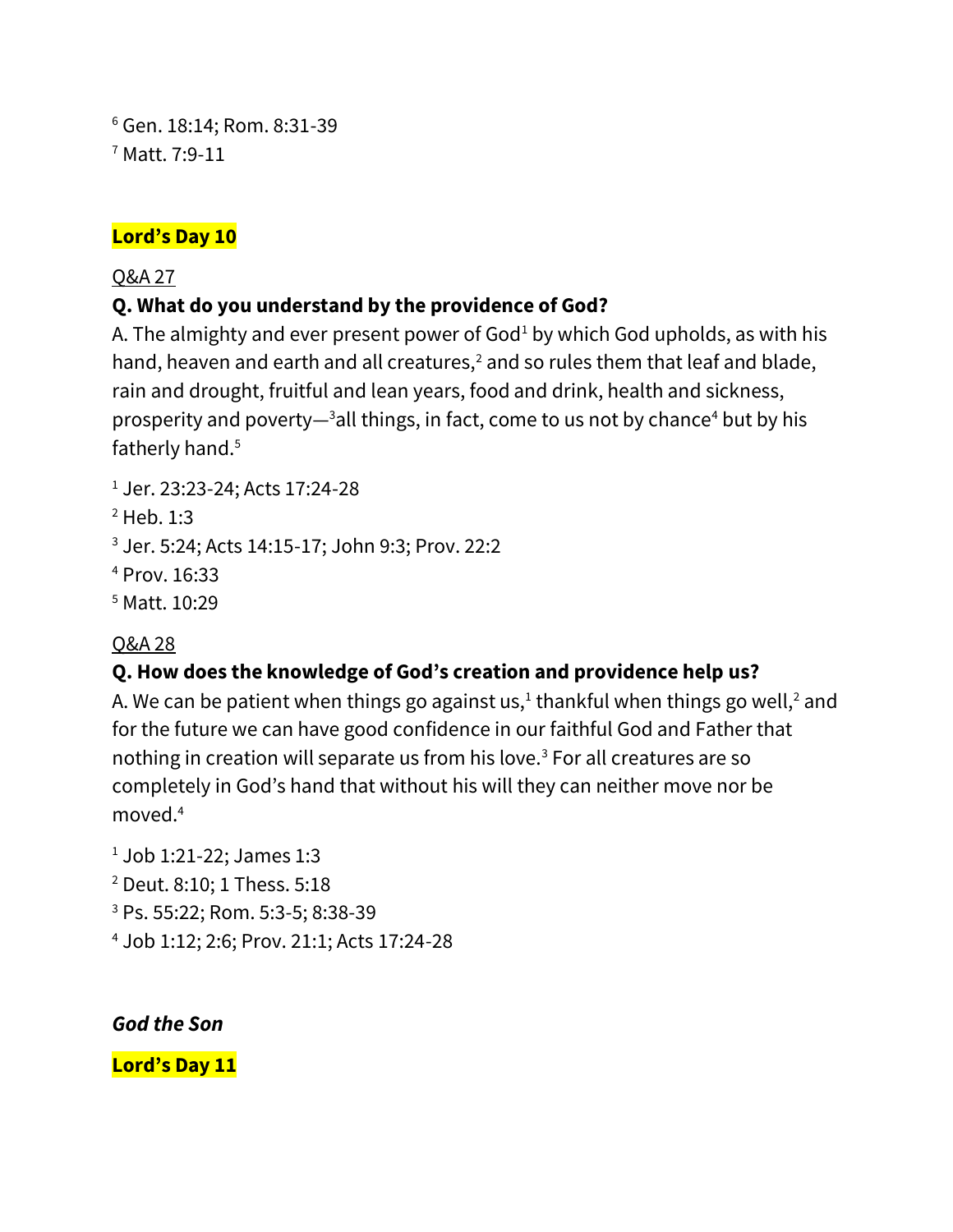[6] Gen. 18:14; Rom. 8:31-39
[7] Matt. 7:9-11

## Lord's Day 10

Q&A 27

**Q. What do you understand by the providence of God?**

A. The almighty and ever present power of God[1] by which God upholds, as with his hand, heaven and earth and all creatures,[2] and so rules them that leaf and blade, rain and drought, fruitful and lean years, food and drink, health and sickness, prosperity and poverty—[3]all things, in fact, come to us not by chance[4] but by his fatherly hand.[5]

[1] Jer. 23:23-24; Acts 17:24-28
[2] Heb. 1:3
[3] Jer. 5:24; Acts 14:15-17; John 9:3; Prov. 22:2
[4] Prov. 16:33
[5] Matt. 10:29

Q&A 28

**Q. How does the knowledge of God's creation and providence help us?**

A. We can be patient when things go against us,[1] thankful when things go well,[2] and for the future we can have good confidence in our faithful God and Father that nothing in creation will separate us from his love.[3] For all creatures are so completely in God's hand that without his will they can neither move nor be moved.[4]

[1] Job 1:21-22; James 1:3
[2] Deut. 8:10; 1 Thess. 5:18
[3] Ps. 55:22; Rom. 5:3-5; 8:38-39
[4] Job 1:12; 2:6; Prov. 21:1; Acts 17:24-28

***God the Son***

## Lord's Day 11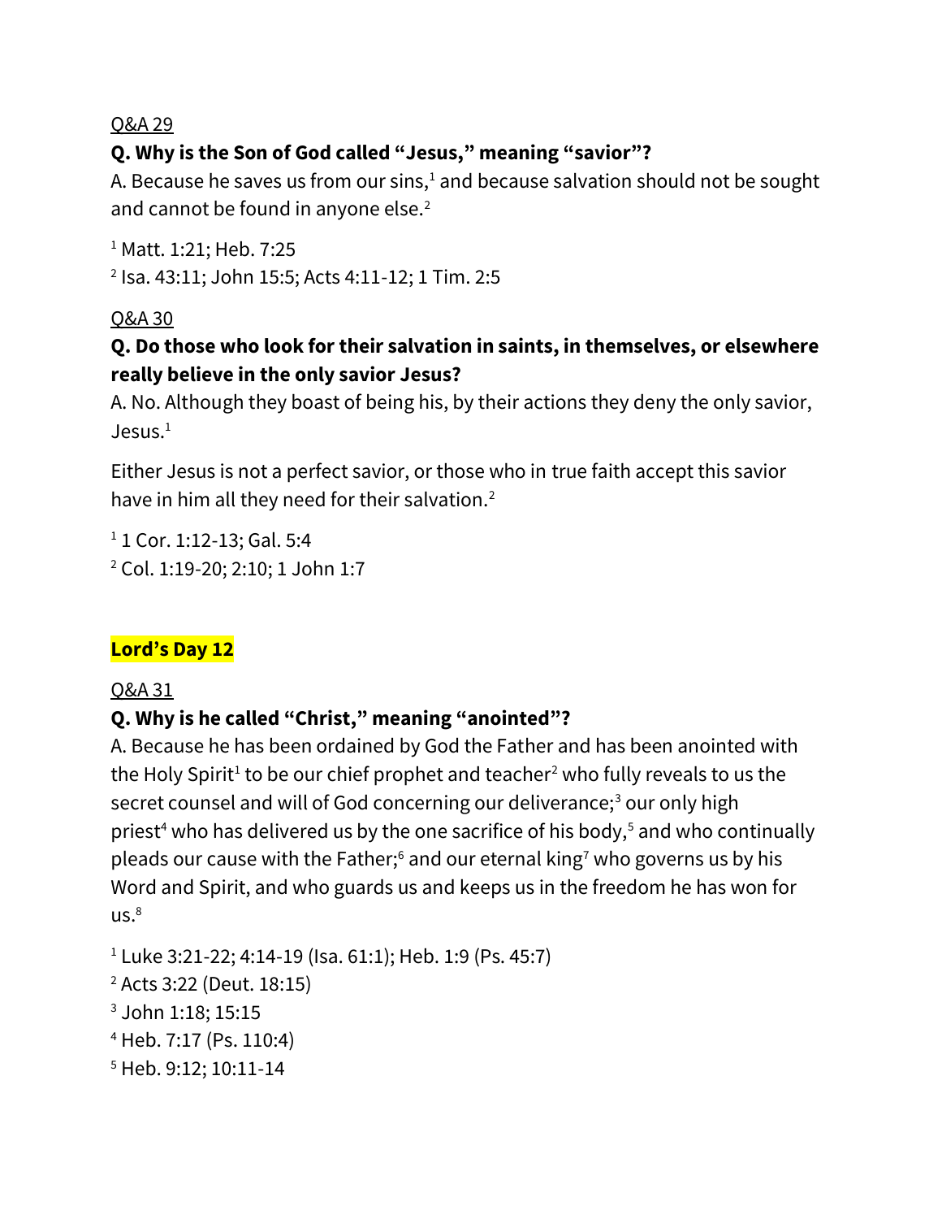Q&A 29

**Q. Why is the Son of God called "Jesus," meaning "savior"?**

A. Because he saves us from our sins,[1] and because salvation should not be sought and cannot be found in anyone else.[2]

[1] Matt. 1:21; Heb. 7:25
[2] Isa. 43:11; John 15:5; Acts 4:11-12; 1 Tim. 2:5

Q&A 30

**Q. Do those who look for their salvation in saints, in themselves, or elsewhere really believe in the only savior Jesus?**

A. No. Although they boast of being his, by their actions they deny the only savior, Jesus.[1]

Either Jesus is not a perfect savior, or those who in true faith accept this savior have in him all they need for their salvation.[2]

[1] 1 Cor. 1:12-13; Gal. 5:4
[2] Col. 1:19-20; 2:10; 1 John 1:7

## Lord's Day 12

Q&A 31

**Q. Why is he called "Christ," meaning "anointed"?**

A. Because he has been ordained by God the Father and has been anointed with the Holy Spirit[1] to be our chief prophet and teacher[2] who fully reveals to us the secret counsel and will of God concerning our deliverance;[3] our only high priest[4] who has delivered us by the one sacrifice of his body,[5] and who continually pleads our cause with the Father;[6] and our eternal king[7] who governs us by his Word and Spirit, and who guards us and keeps us in the freedom he has won for us.[8]

[1] Luke 3:21-22; 4:14-19 (Isa. 61:1); Heb. 1:9 (Ps. 45:7)
[2] Acts 3:22 (Deut. 18:15)
[3] John 1:18; 15:15
[4] Heb. 7:17 (Ps. 110:4)
[5] Heb. 9:12; 10:11-14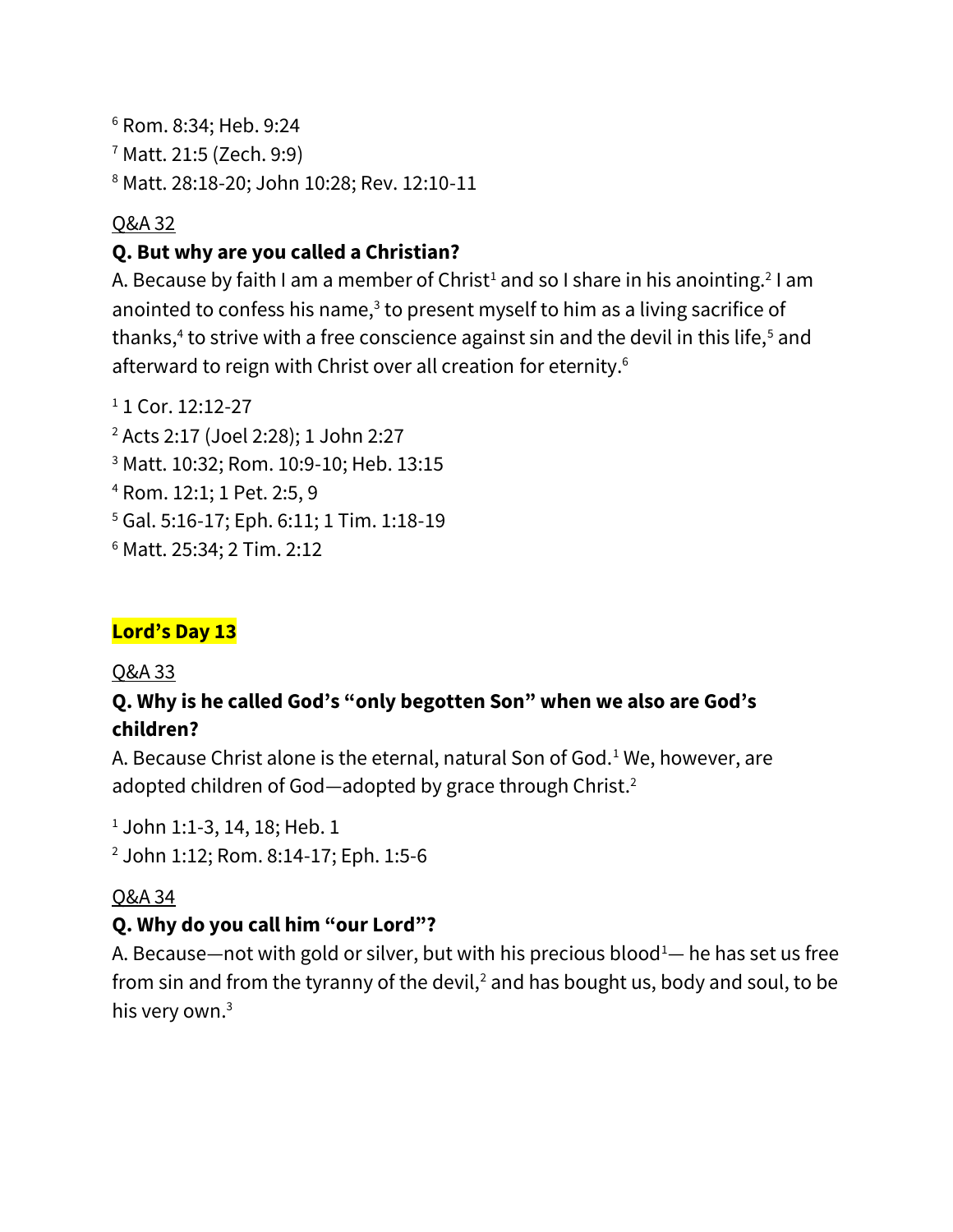[6] Rom. 8:34; Heb. 9:24
[7] Matt. 21:5 (Zech. 9:9)
[8] Matt. 28:18-20; John 10:28; Rev. 12:10-11

Q&A 32

**Q. But why are you called a Christian?**
A. Because by faith I am a member of Christ[1] and so I share in his anointing.[2] I am anointed to confess his name,[3] to present myself to him as a living sacrifice of thanks,[4] to strive with a free conscience against sin and the devil in this life,[5] and afterward to reign with Christ over all creation for eternity.[6]

[1] 1 Cor. 12:12-27
[2] Acts 2:17 (Joel 2:28); 1 John 2:27
[3] Matt. 10:32; Rom. 10:9-10; Heb. 13:15
[4] Rom. 12:1; 1 Pet. 2:5, 9
[5] Gal. 5:16-17; Eph. 6:11; 1 Tim. 1:18-19
[6] Matt. 25:34; 2 Tim. 2:12

## Lord's Day 13

Q&A 33

**Q. Why is he called God's "only begotten Son" when we also are God's children?**
A. Because Christ alone is the eternal, natural Son of God.[1] We, however, are adopted children of God—adopted by grace through Christ.[2]

[1] John 1:1-3, 14, 18; Heb. 1
[2] John 1:12; Rom. 8:14-17; Eph. 1:5-6

Q&A 34

**Q. Why do you call him "our Lord"?**
A. Because—not with gold or silver, but with his precious blood[1]— he has set us free from sin and from the tyranny of the devil,[2] and has bought us, body and soul, to be his very own.[3]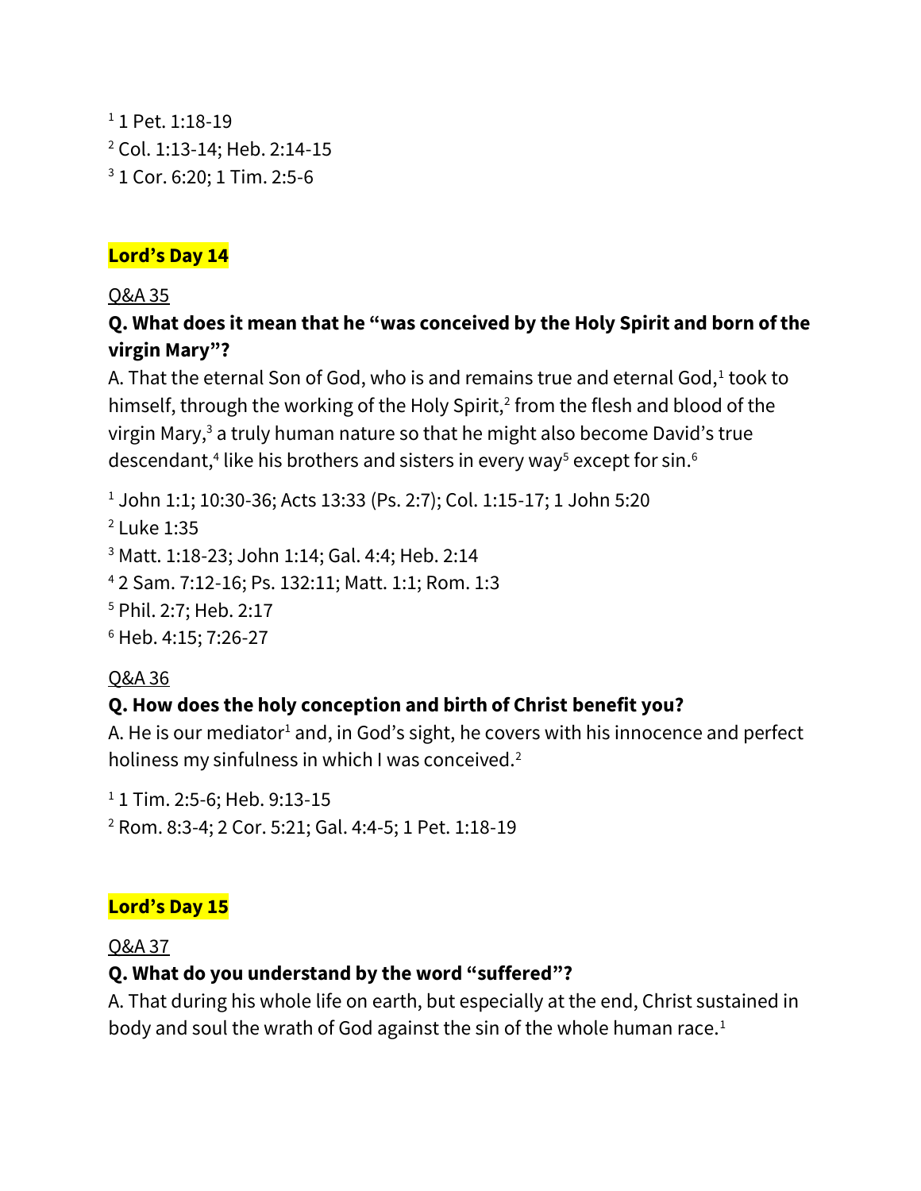[1] 1 Pet. 1:18-19
[2] Col. 1:13-14; Heb. 2:14-15
[3] 1 Cor. 6:20; 1 Tim. 2:5-6

## Lord's Day 14

Q&A 35

**Q. What does it mean that he "was conceived by the Holy Spirit and born of the virgin Mary"?**

A. That the eternal Son of God, who is and remains true and eternal God,[1] took to himself, through the working of the Holy Spirit,[2] from the flesh and blood of the virgin Mary,[3] a truly human nature so that he might also become David's true descendant,[4] like his brothers and sisters in every way[5] except for sin.[6]

[1] John 1:1; 10:30-36; Acts 13:33 (Ps. 2:7); Col. 1:15-17; 1 John 5:20
[2] Luke 1:35
[3] Matt. 1:18-23; John 1:14; Gal. 4:4; Heb. 2:14
[4] 2 Sam. 7:12-16; Ps. 132:11; Matt. 1:1; Rom. 1:3
[5] Phil. 2:7; Heb. 2:17
[6] Heb. 4:15; 7:26-27

Q&A 36

**Q. How does the holy conception and birth of Christ benefit you?**

A. He is our mediator[1] and, in God's sight, he covers with his innocence and perfect holiness my sinfulness in which I was conceived.[2]

[1] 1 Tim. 2:5-6; Heb. 9:13-15
[2] Rom. 8:3-4; 2 Cor. 5:21; Gal. 4:4-5; 1 Pet. 1:18-19

## Lord's Day 15

Q&A 37

**Q. What do you understand by the word "suffered"?**

A. That during his whole life on earth, but especially at the end, Christ sustained in body and soul the wrath of God against the sin of the whole human race.[1]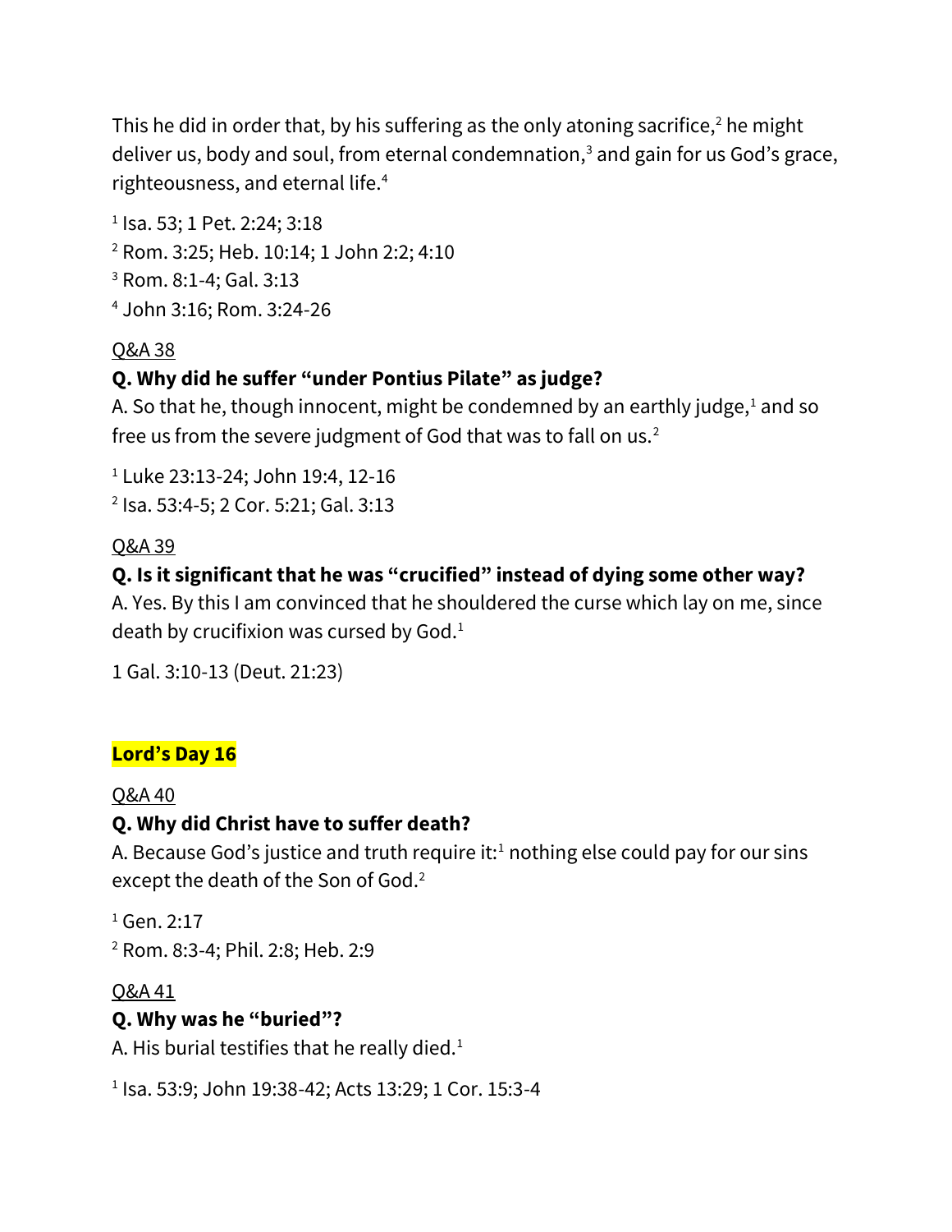This he did in order that, by his suffering as the only atoning sacrifice,[2] he might deliver us, body and soul, from eternal condemnation,[3] and gain for us God's grace, righteousness, and eternal life.[4]

[1] Isa. 53; 1 Pet. 2:24; 3:18
[2] Rom. 3:25; Heb. 10:14; 1 John 2:2; 4:10
[3] Rom. 8:1-4; Gal. 3:13
[4] John 3:16; Rom. 3:24-26

Q&A 38

**Q. Why did he suffer "under Pontius Pilate" as judge?**
A. So that he, though innocent, might be condemned by an earthly judge,[1] and so free us from the severe judgment of God that was to fall on us.[2]

[1] Luke 23:13-24; John 19:4, 12-16
[2] Isa. 53:4-5; 2 Cor. 5:21; Gal. 3:13

Q&A 39

**Q. Is it significant that he was "crucified" instead of dying some other way?**
A. Yes. By this I am convinced that he shouldered the curse which lay on me, since death by crucifixion was cursed by God.[1]

1 Gal. 3:10-13 (Deut. 21:23)

## Lord's Day 16

Q&A 40

**Q. Why did Christ have to suffer death?**
A. Because God's justice and truth require it:[1] nothing else could pay for our sins except the death of the Son of God.[2]

[1] Gen. 2:17
[2] Rom. 8:3-4; Phil. 2:8; Heb. 2:9

Q&A 41

**Q. Why was he "buried"?**
A. His burial testifies that he really died.[1]

[1] Isa. 53:9; John 19:38-42; Acts 13:29; 1 Cor. 15:3-4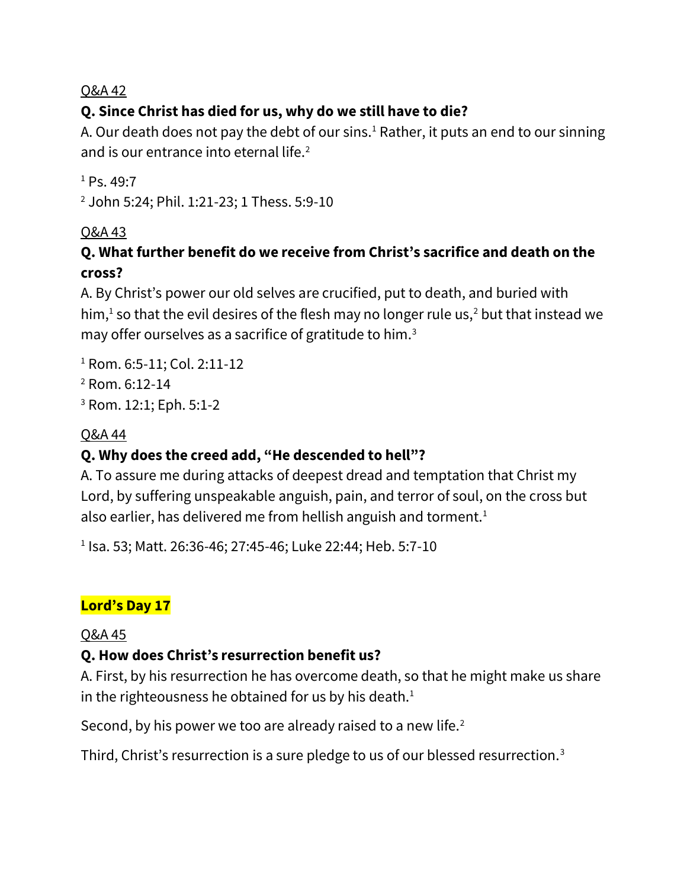Q&A 42

**Q. Since Christ has died for us, why do we still have to die?**

A. Our death does not pay the debt of our sins.[1] Rather, it puts an end to our sinning and is our entrance into eternal life.[2]

[1] Ps. 49:7

[2] John 5:24; Phil. 1:21-23; 1 Thess. 5:9-10

Q&A 43

**Q. What further benefit do we receive from Christ's sacrifice and death on the cross?**

A. By Christ's power our old selves are crucified, put to death, and buried with him,[1] so that the evil desires of the flesh may no longer rule us,[2] but that instead we may offer ourselves as a sacrifice of gratitude to him.[3]

[1] Rom. 6:5-11; Col. 2:11-12

[2] Rom. 6:12-14

[3] Rom. 12:1; Eph. 5:1-2

Q&A 44

**Q. Why does the creed add, "He descended to hell"?**

A. To assure me during attacks of deepest dread and temptation that Christ my Lord, by suffering unspeakable anguish, pain, and terror of soul, on the cross but also earlier, has delivered me from hellish anguish and torment.[1]

[1] Isa. 53; Matt. 26:36-46; 27:45-46; Luke 22:44; Heb. 5:7-10

## Lord's Day 17

Q&A 45

**Q. How does Christ's resurrection benefit us?**

A. First, by his resurrection he has overcome death, so that he might make us share in the righteousness he obtained for us by his death.[1]

Second, by his power we too are already raised to a new life.[2]

Third, Christ's resurrection is a sure pledge to us of our blessed resurrection.[3]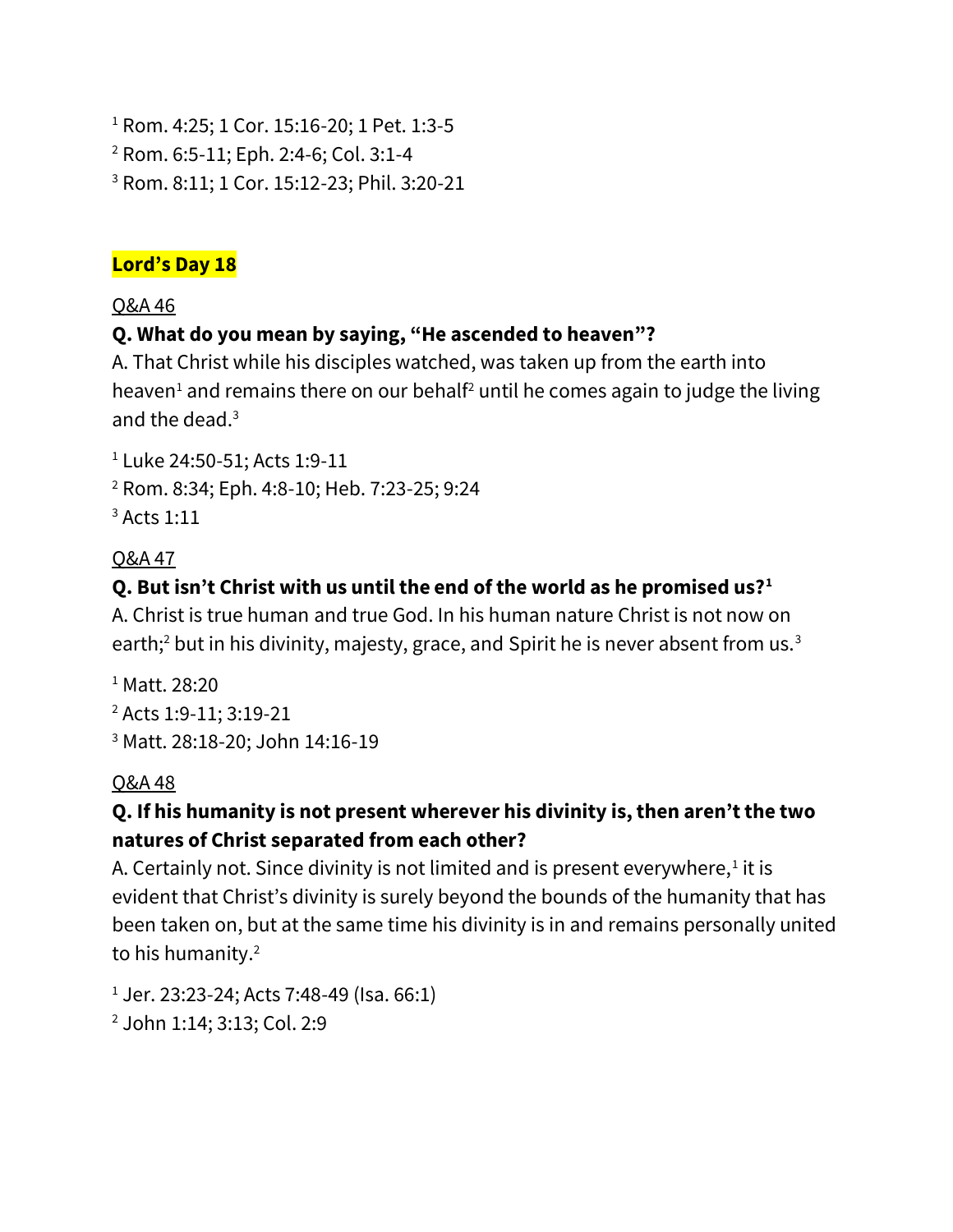[1] Rom. 4:25; 1 Cor. 15:16-20; 1 Pet. 1:3-5
[2] Rom. 6:5-11; Eph. 2:4-6; Col. 3:1-4
[3] Rom. 8:11; 1 Cor. 15:12-23; Phil. 3:20-21

## Lord's Day 18

Q&A 46

**Q. What do you mean by saying, "He ascended to heaven"?**

A. That Christ while his disciples watched, was taken up from the earth into heaven[1] and remains there on our behalf[2] until he comes again to judge the living and the dead.[3]

[1] Luke 24:50-51; Acts 1:9-11
[2] Rom. 8:34; Eph. 4:8-10; Heb. 7:23-25; 9:24
[3] Acts 1:11

Q&A 47

**Q. But isn't Christ with us until the end of the world as he promised us?[1]**

A. Christ is true human and true God. In his human nature Christ is not now on earth;[2] but in his divinity, majesty, grace, and Spirit he is never absent from us.[3]

[1] Matt. 28:20
[2] Acts 1:9-11; 3:19-21
[3] Matt. 28:18-20; John 14:16-19

Q&A 48

**Q. If his humanity is not present wherever his divinity is, then aren't the two natures of Christ separated from each other?**

A. Certainly not. Since divinity is not limited and is present everywhere,[1] it is evident that Christ's divinity is surely beyond the bounds of the humanity that has been taken on, but at the same time his divinity is in and remains personally united to his humanity.[2]

[1] Jer. 23:23-24; Acts 7:48-49 (Isa. 66:1)
[2] John 1:14; 3:13; Col. 2:9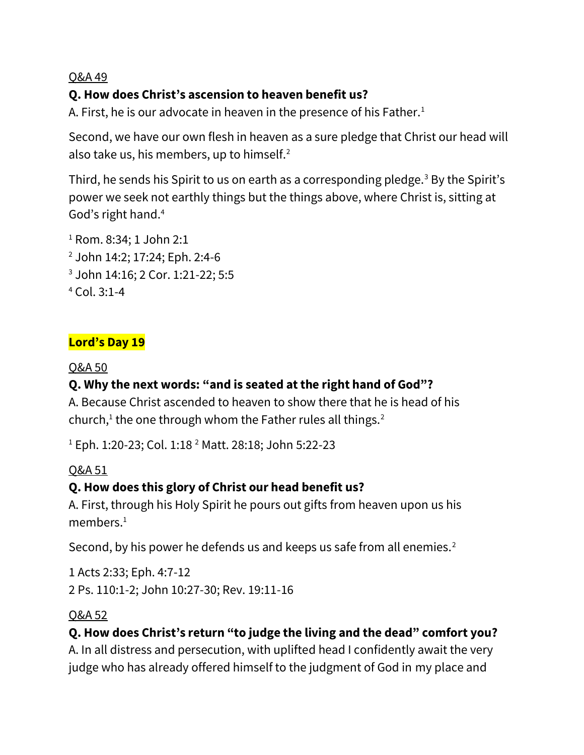Q&A 49

**Q. How does Christ's ascension to heaven benefit us?**

A. First, he is our advocate in heaven in the presence of his Father.[1]

Second, we have our own flesh in heaven as a sure pledge that Christ our head will also take us, his members, up to himself.[2]

Third, he sends his Spirit to us on earth as a corresponding pledge.[3] By the Spirit's power we seek not earthly things but the things above, where Christ is, sitting at God's right hand.[4]

[1] Rom. 8:34; 1 John 2:1
[2] John 14:2; 17:24; Eph. 2:4-6
[3] John 14:16; 2 Cor. 1:21-22; 5:5
[4] Col. 3:1-4

## Lord's Day 19

Q&A 50

**Q. Why the next words: "and is seated at the right hand of God"?**

A. Because Christ ascended to heaven to show there that he is head of his church,[1] the one through whom the Father rules all things.[2]

[1] Eph. 1:20-23; Col. 1:18 [2] Matt. 28:18; John 5:22-23

Q&A 51

**Q. How does this glory of Christ our head benefit us?**

A. First, through his Holy Spirit he pours out gifts from heaven upon us his members.[1]

Second, by his power he defends us and keeps us safe from all enemies.[2]

1 Acts 2:33; Eph. 4:7-12
2 Ps. 110:1-2; John 10:27-30; Rev. 19:11-16

Q&A 52

**Q. How does Christ's return "to judge the living and the dead" comfort you?**

A. In all distress and persecution, with uplifted head I confidently await the very judge who has already offered himself to the judgment of God in my place and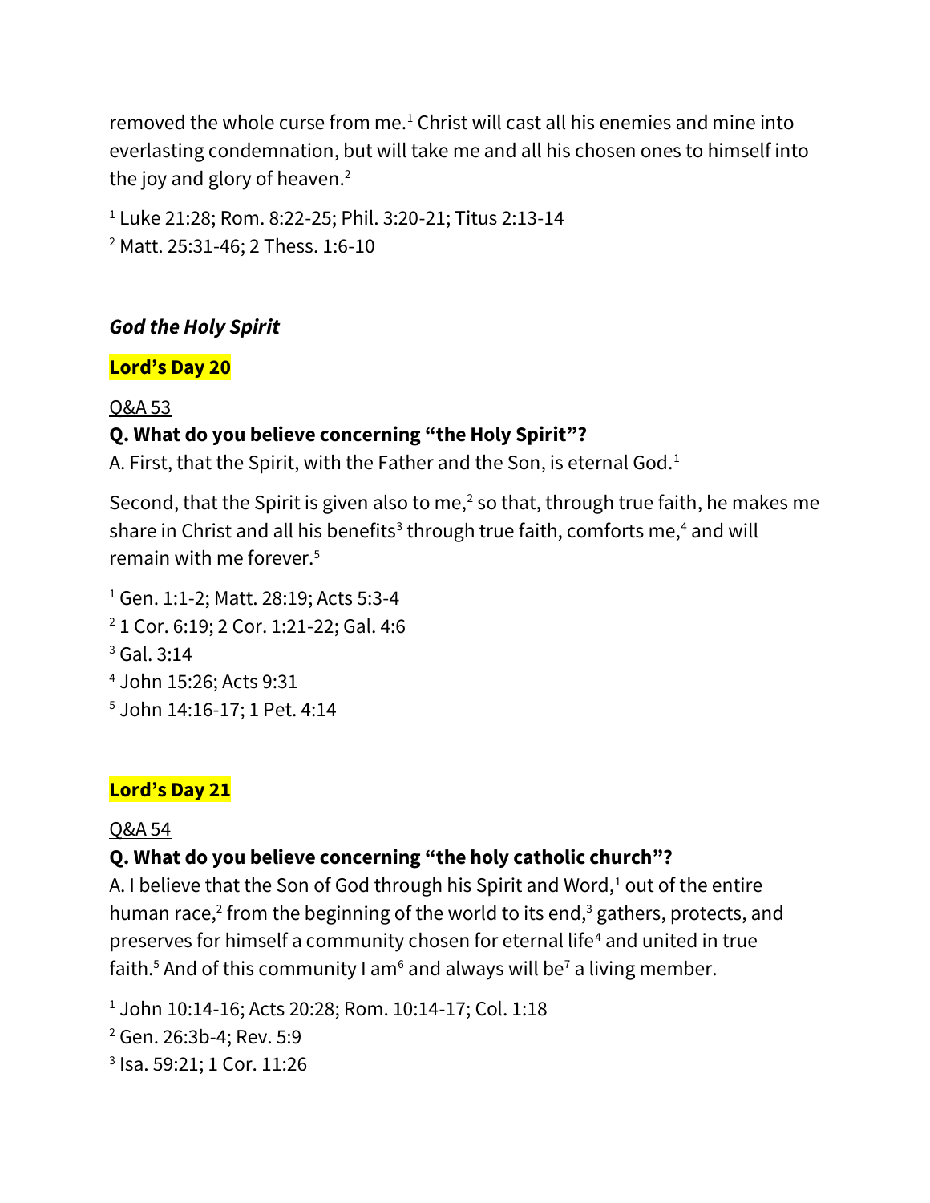removed the whole curse from me.[1] Christ will cast all his enemies and mine into everlasting condemnation, but will take me and all his chosen ones to himself into the joy and glory of heaven.[2]

[1] Luke 21:28; Rom. 8:22-25; Phil. 3:20-21; Titus 2:13-14
[2] Matt. 25:31-46; 2 Thess. 1:6-10

### *God the Holy Spirit*

**Lord's Day 20**

Q&A 53

**Q. What do you believe concerning "the Holy Spirit"?**

A. First, that the Spirit, with the Father and the Son, is eternal God.[1]

Second, that the Spirit is given also to me,[2] so that, through true faith, he makes me share in Christ and all his benefits[3] through true faith, comforts me,[4] and will remain with me forever.[5]

[1] Gen. 1:1-2; Matt. 28:19; Acts 5:3-4
[2] 1 Cor. 6:19; 2 Cor. 1:21-22; Gal. 4:6
[3] Gal. 3:14
[4] John 15:26; Acts 9:31
[5] John 14:16-17; 1 Pet. 4:14

**Lord's Day 21**

Q&A 54

**Q. What do you believe concerning "the holy catholic church"?**

A. I believe that the Son of God through his Spirit and Word,[1] out of the entire human race,[2] from the beginning of the world to its end,[3] gathers, protects, and preserves for himself a community chosen for eternal life[4] and united in true faith.[5] And of this community I am[6] and always will be[7] a living member.

[1] John 10:14-16; Acts 20:28; Rom. 10:14-17; Col. 1:18
[2] Gen. 26:3b-4; Rev. 5:9
[3] Isa. 59:21; 1 Cor. 11:26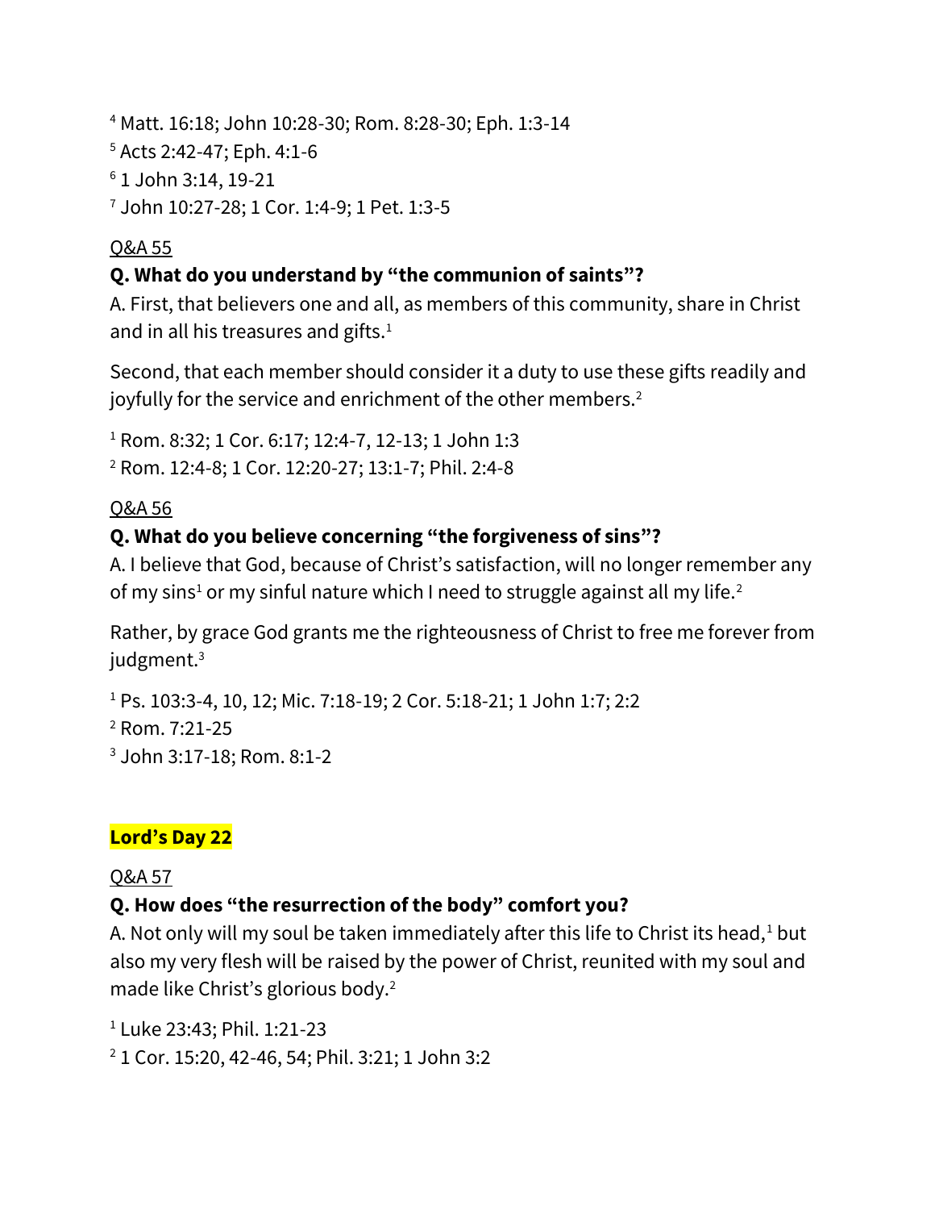[4] Matt. 16:18; John 10:28-30; Rom. 8:28-30; Eph. 1:3-14
[5] Acts 2:42-47; Eph. 4:1-6
[6] 1 John 3:14, 19-21
[7] John 10:27-28; 1 Cor. 1:4-9; 1 Pet. 1:3-5

Q&A 55

**Q. What do you understand by "the communion of saints"?**

A. First, that believers one and all, as members of this community, share in Christ and in all his treasures and gifts.[1]

Second, that each member should consider it a duty to use these gifts readily and joyfully for the service and enrichment of the other members.[2]

[1] Rom. 8:32; 1 Cor. 6:17; 12:4-7, 12-13; 1 John 1:3
[2] Rom. 12:4-8; 1 Cor. 12:20-27; 13:1-7; Phil. 2:4-8

Q&A 56

**Q. What do you believe concerning "the forgiveness of sins"?**

A. I believe that God, because of Christ's satisfaction, will no longer remember any of my sins[1] or my sinful nature which I need to struggle against all my life.[2]

Rather, by grace God grants me the righteousness of Christ to free me forever from judgment.[3]

[1] Ps. 103:3-4, 10, 12; Mic. 7:18-19; 2 Cor. 5:18-21; 1 John 1:7; 2:2
[2] Rom. 7:21-25
[3] John 3:17-18; Rom. 8:1-2

## Lord's Day 22

Q&A 57

**Q. How does "the resurrection of the body" comfort you?**

A. Not only will my soul be taken immediately after this life to Christ its head,[1] but also my very flesh will be raised by the power of Christ, reunited with my soul and made like Christ's glorious body.[2]

[1] Luke 23:43; Phil. 1:21-23
[2] 1 Cor. 15:20, 42-46, 54; Phil. 3:21; 1 John 3:2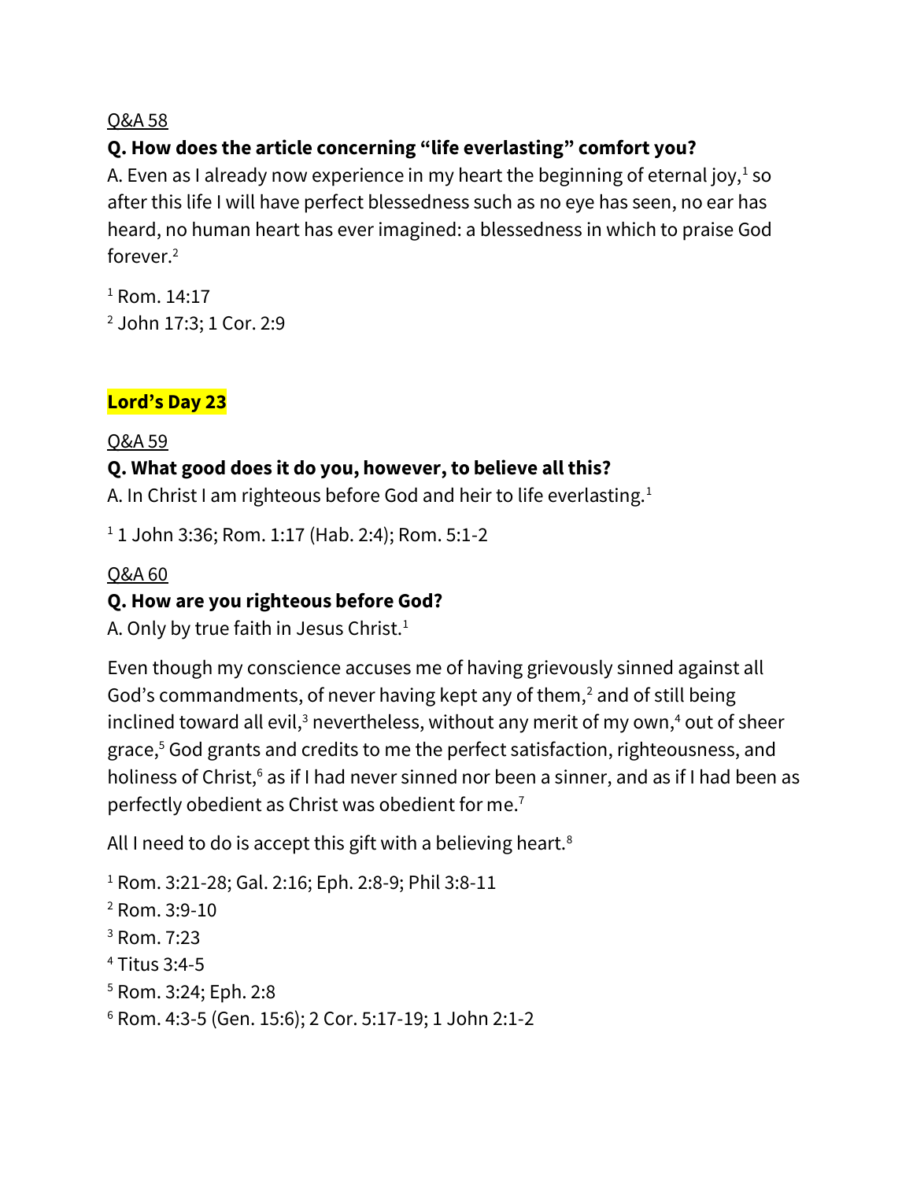Q&A 58

**Q. How does the article concerning "life everlasting" comfort you?**

A. Even as I already now experience in my heart the beginning of eternal joy,[1] so after this life I will have perfect blessedness such as no eye has seen, no ear has heard, no human heart has ever imagined: a blessedness in which to praise God forever.[2]

[1] Rom. 14:17
[2] John 17:3; 1 Cor. 2:9

## Lord's Day 23

Q&A 59

**Q. What good does it do you, however, to believe all this?**

A. In Christ I am righteous before God and heir to life everlasting.[1]

[1] 1 John 3:36; Rom. 1:17 (Hab. 2:4); Rom. 5:1-2

Q&A 60

**Q. How are you righteous before God?**

A. Only by true faith in Jesus Christ.[1]

Even though my conscience accuses me of having grievously sinned against all God's commandments, of never having kept any of them,[2] and of still being inclined toward all evil,[3] nevertheless, without any merit of my own,[4] out of sheer grace,[5] God grants and credits to me the perfect satisfaction, righteousness, and holiness of Christ,[6] as if I had never sinned nor been a sinner, and as if I had been as perfectly obedient as Christ was obedient for me.[7]

All I need to do is accept this gift with a believing heart.[8]

[1] Rom. 3:21-28; Gal. 2:16; Eph. 2:8-9; Phil 3:8-11
[2] Rom. 3:9-10
[3] Rom. 7:23
[4] Titus 3:4-5
[5] Rom. 3:24; Eph. 2:8
[6] Rom. 4:3-5 (Gen. 15:6); 2 Cor. 5:17-19; 1 John 2:1-2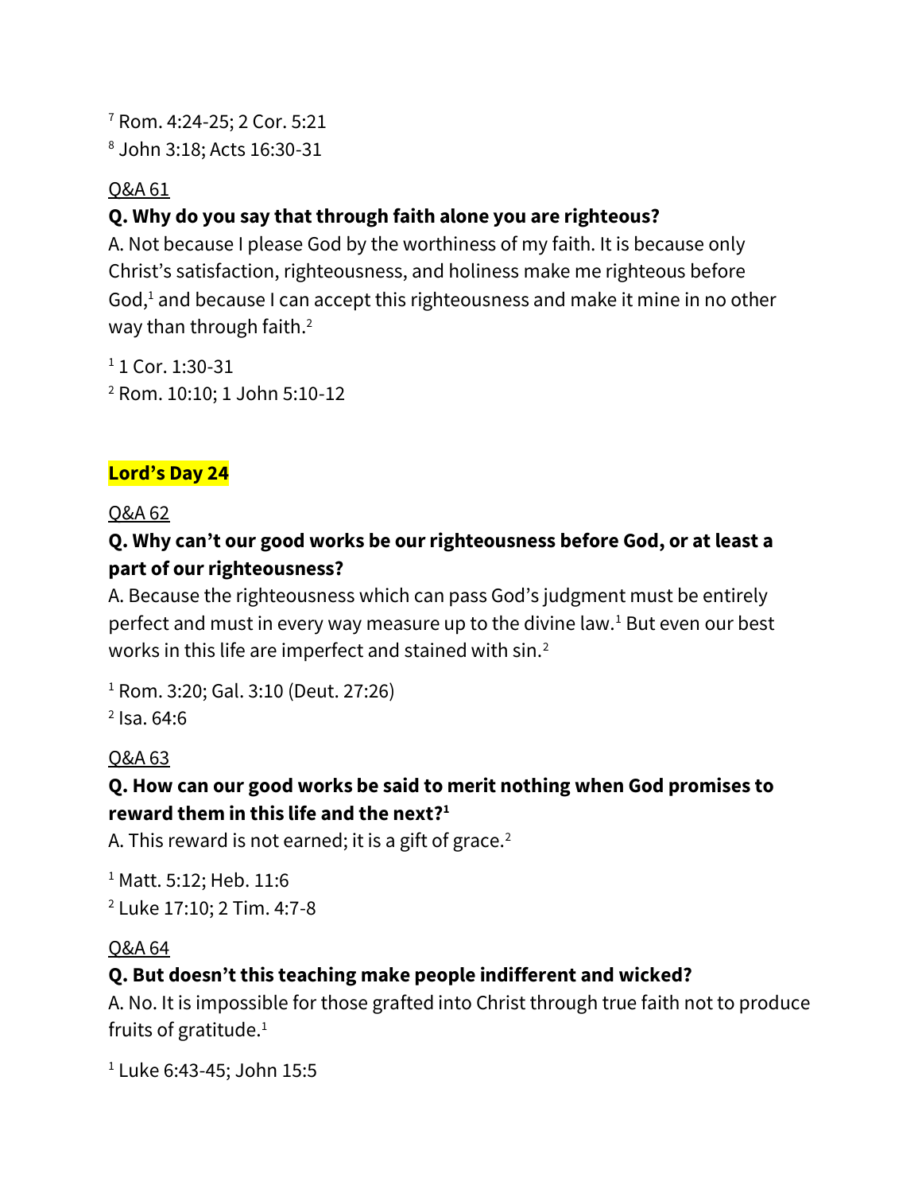[7] Rom. 4:24-25; 2 Cor. 5:21
[8] John 3:18; Acts 16:30-31

Q&A 61

**Q. Why do you say that through faith alone you are righteous?**
A. Not because I please God by the worthiness of my faith. It is because only Christ's satisfaction, righteousness, and holiness make me righteous before God,[1] and because I can accept this righteousness and make it mine in no other way than through faith.[2]

[1] 1 Cor. 1:30-31
[2] Rom. 10:10; 1 John 5:10-12

## Lord's Day 24

Q&A 62

**Q. Why can't our good works be our righteousness before God, or at least a part of our righteousness?**
A. Because the righteousness which can pass God's judgment must be entirely perfect and must in every way measure up to the divine law.[1] But even our best works in this life are imperfect and stained with sin.[2]

[1] Rom. 3:20; Gal. 3:10 (Deut. 27:26)
[2] Isa. 64:6

Q&A 63

**Q. How can our good works be said to merit nothing when God promises to reward them in this life and the next?[1]**
A. This reward is not earned; it is a gift of grace.[2]

[1] Matt. 5:12; Heb. 11:6
[2] Luke 17:10; 2 Tim. 4:7-8

Q&A 64

**Q. But doesn't this teaching make people indifferent and wicked?**
A. No. It is impossible for those grafted into Christ through true faith not to produce fruits of gratitude.[1]

[1] Luke 6:43-45; John 15:5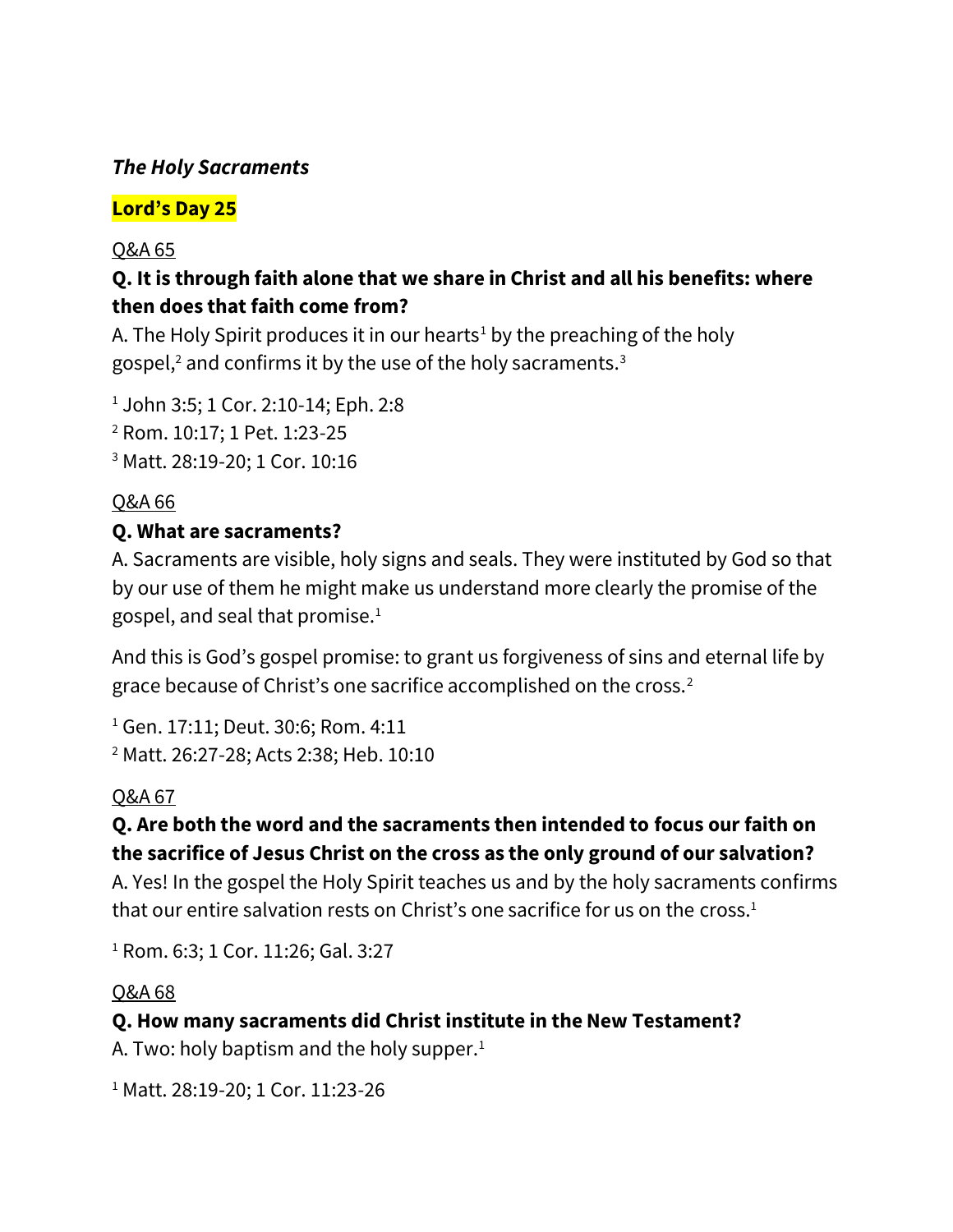***The Holy Sacraments***

**Lord's Day 25**

Q&A 65

**Q. It is through faith alone that we share in Christ and all his benefits: where then does that faith come from?**

A. The Holy Spirit produces it in our hearts[1] by the preaching of the holy gospel,[2] and confirms it by the use of the holy sacraments.[3]

[1] John 3:5; 1 Cor. 2:10-14; Eph. 2:8
[2] Rom. 10:17; 1 Pet. 1:23-25
[3] Matt. 28:19-20; 1 Cor. 10:16

Q&A 66

**Q. What are sacraments?**

A. Sacraments are visible, holy signs and seals. They were instituted by God so that by our use of them he might make us understand more clearly the promise of the gospel, and seal that promise.[1]

And this is God's gospel promise: to grant us forgiveness of sins and eternal life by grace because of Christ's one sacrifice accomplished on the cross.[2]

[1] Gen. 17:11; Deut. 30:6; Rom. 4:11
[2] Matt. 26:27-28; Acts 2:38; Heb. 10:10

Q&A 67

**Q. Are both the word and the sacraments then intended to focus our faith on the sacrifice of Jesus Christ on the cross as the only ground of our salvation?**

A. Yes! In the gospel the Holy Spirit teaches us and by the holy sacraments confirms that our entire salvation rests on Christ's one sacrifice for us on the cross.[1]

[1] Rom. 6:3; 1 Cor. 11:26; Gal. 3:27

Q&A 68

**Q. How many sacraments did Christ institute in the New Testament?**

A. Two: holy baptism and the holy supper.[1]

[1] Matt. 28:19-20; 1 Cor. 11:23-26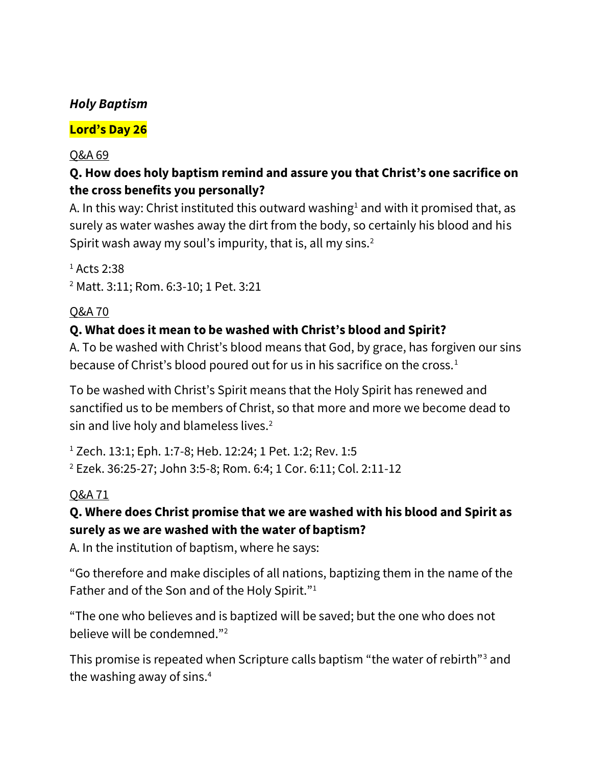### *Holy Baptism*

**Lord's Day 26**

Q&A 69

**Q. How does holy baptism remind and assure you that Christ's one sacrifice on the cross benefits you personally?**

A. In this way: Christ instituted this outward washing[1] and with it promised that, as surely as water washes away the dirt from the body, so certainly his blood and his Spirit wash away my soul's impurity, that is, all my sins.[2]

[1] Acts 2:38
[2] Matt. 3:11; Rom. 6:3-10; 1 Pet. 3:21

Q&A 70

**Q. What does it mean to be washed with Christ's blood and Spirit?**

A. To be washed with Christ's blood means that God, by grace, has forgiven our sins because of Christ's blood poured out for us in his sacrifice on the cross.[1]

To be washed with Christ's Spirit means that the Holy Spirit has renewed and sanctified us to be members of Christ, so that more and more we become dead to sin and live holy and blameless lives.[2]

[1] Zech. 13:1; Eph. 1:7-8; Heb. 12:24; 1 Pet. 1:2; Rev. 1:5
[2] Ezek. 36:25-27; John 3:5-8; Rom. 6:4; 1 Cor. 6:11; Col. 2:11-12

Q&A 71

**Q. Where does Christ promise that we are washed with his blood and Spirit as surely as we are washed with the water of baptism?**

A. In the institution of baptism, where he says:

"Go therefore and make disciples of all nations, baptizing them in the name of the Father and of the Son and of the Holy Spirit."[1]

"The one who believes and is baptized will be saved; but the one who does not believe will be condemned."[2]

This promise is repeated when Scripture calls baptism "the water of rebirth"[3] and the washing away of sins.[4]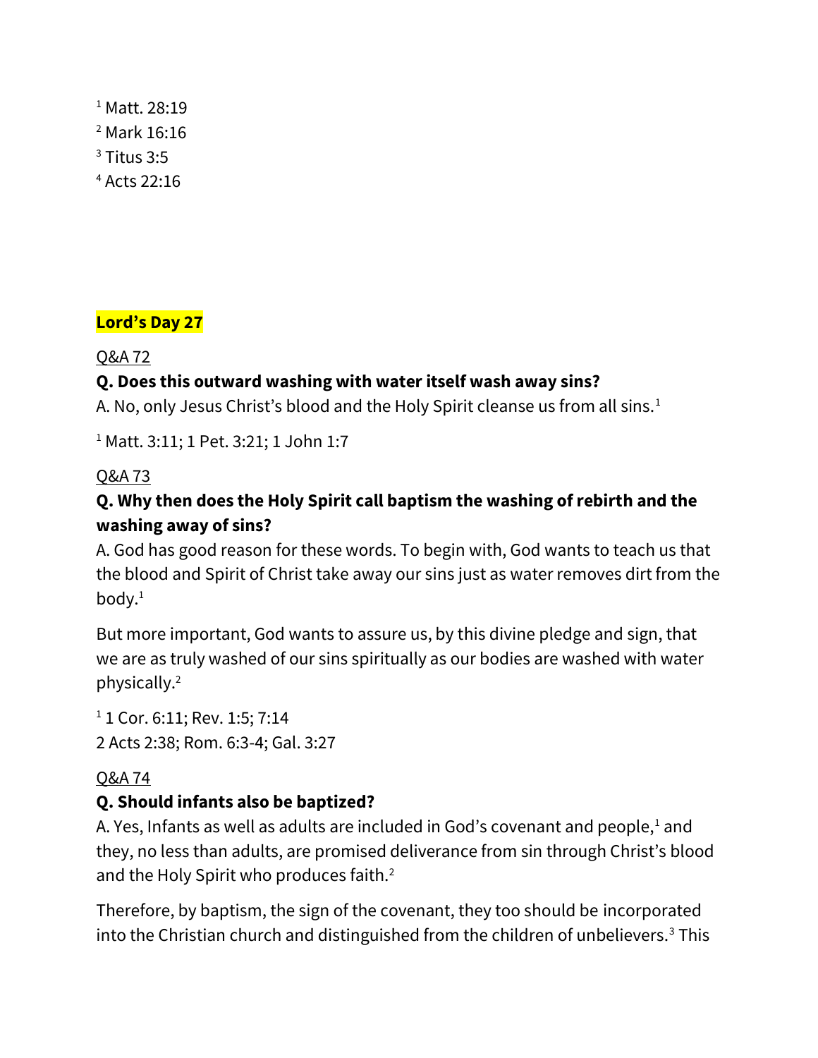[1] Matt. 28:19
[2] Mark 16:16
[3] Titus 3:5
[4] Acts 22:16

## Lord's Day 27

Q&A 72

**Q. Does this outward washing with water itself wash away sins?**

A. No, only Jesus Christ's blood and the Holy Spirit cleanse us from all sins.[1]

[1] Matt. 3:11; 1 Pet. 3:21; 1 John 1:7

Q&A 73

**Q. Why then does the Holy Spirit call baptism the washing of rebirth and the washing away of sins?**

A. God has good reason for these words. To begin with, God wants to teach us that the blood and Spirit of Christ take away our sins just as water removes dirt from the body.[1]

But more important, God wants to assure us, by this divine pledge and sign, that we are as truly washed of our sins spiritually as our bodies are washed with water physically.[2]

[1] 1 Cor. 6:11; Rev. 1:5; 7:14
2 Acts 2:38; Rom. 6:3-4; Gal. 3:27

Q&A 74

**Q. Should infants also be baptized?**

A. Yes, Infants as well as adults are included in God's covenant and people,[1] and they, no less than adults, are promised deliverance from sin through Christ's blood and the Holy Spirit who produces faith.[2]

Therefore, by baptism, the sign of the covenant, they too should be incorporated into the Christian church and distinguished from the children of unbelievers.[3] This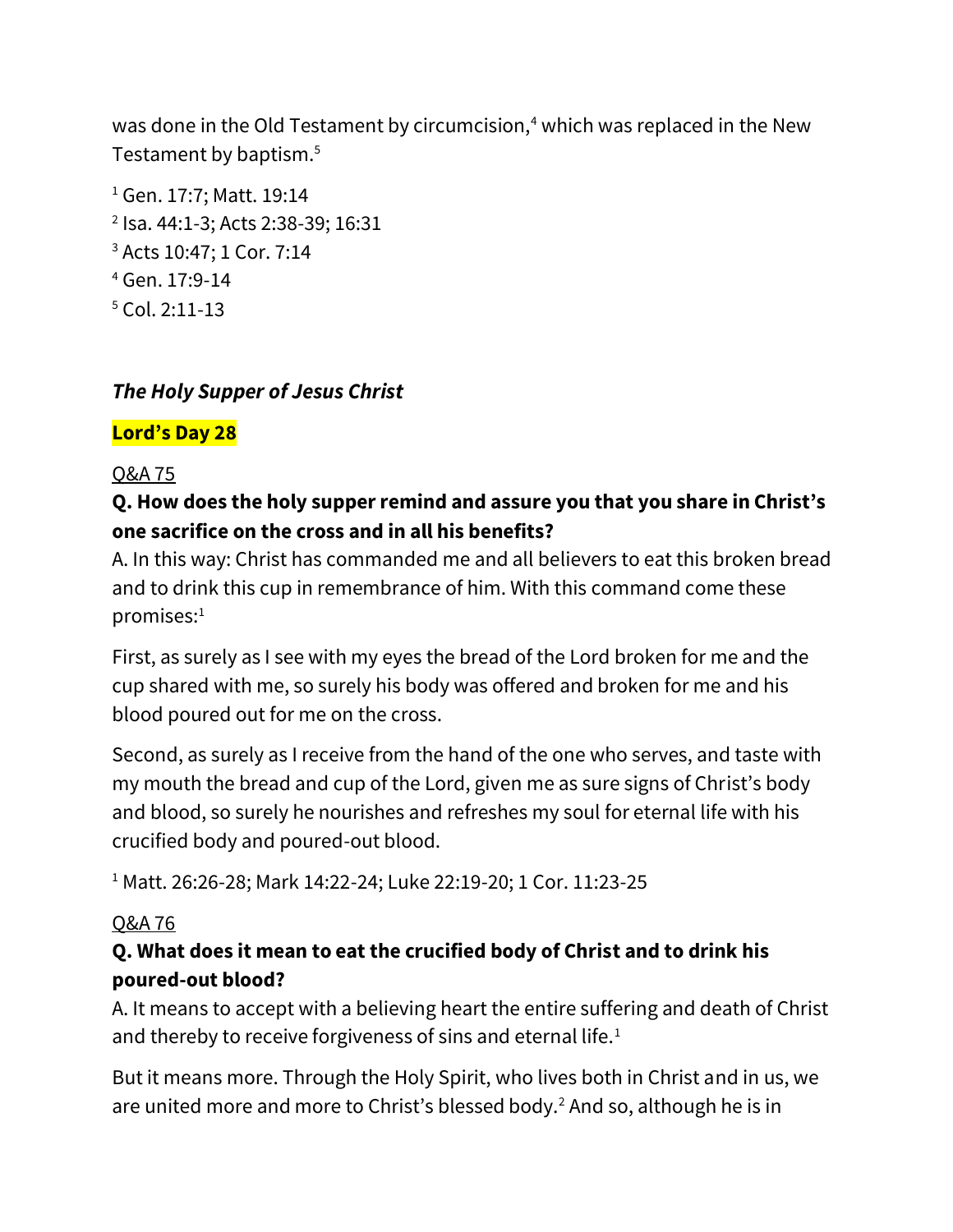was done in the Old Testament by circumcision,[4] which was replaced in the New Testament by baptism.[5]

[1] Gen. 17:7; Matt. 19:14
[2] Isa. 44:1-3; Acts 2:38-39; 16:31
[3] Acts 10:47; 1 Cor. 7:14
[4] Gen. 17:9-14
[5] Col. 2:11-13

## *The Holy Supper of Jesus Christ*

### Lord's Day 28

Q&A 75

**Q. How does the holy supper remind and assure you that you share in Christ's one sacrifice on the cross and in all his benefits?**

A. In this way: Christ has commanded me and all believers to eat this broken bread and to drink this cup in remembrance of him. With this command come these promises:[1]

First, as surely as I see with my eyes the bread of the Lord broken for me and the cup shared with me, so surely his body was offered and broken for me and his blood poured out for me on the cross.

Second, as surely as I receive from the hand of the one who serves, and taste with my mouth the bread and cup of the Lord, given me as sure signs of Christ's body and blood, so surely he nourishes and refreshes my soul for eternal life with his crucified body and poured-out blood.

[1] Matt. 26:26-28; Mark 14:22-24; Luke 22:19-20; 1 Cor. 11:23-25

Q&A 76

**Q. What does it mean to eat the crucified body of Christ and to drink his poured-out blood?**

A. It means to accept with a believing heart the entire suffering and death of Christ and thereby to receive forgiveness of sins and eternal life.[1]

But it means more. Through the Holy Spirit, who lives both in Christ and in us, we are united more and more to Christ's blessed body.[2] And so, although he is in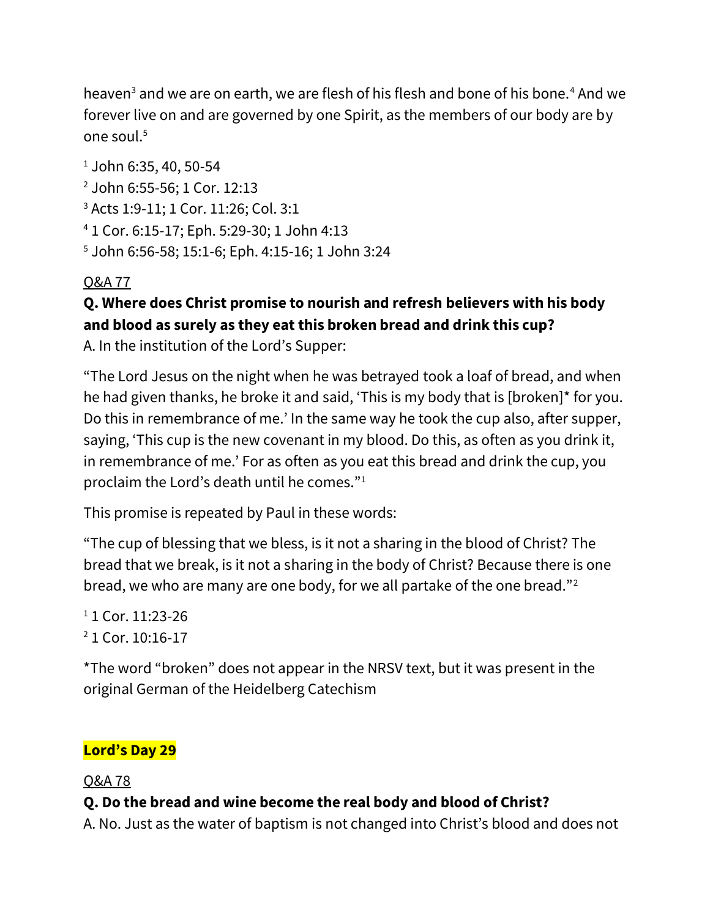heaven[3] and we are on earth, we are flesh of his flesh and bone of his bone.[4] And we forever live on and are governed by one Spirit, as the members of our body are by one soul.[5]

[1] John 6:35, 40, 50-54
[2] John 6:55-56; 1 Cor. 12:13
[3] Acts 1:9-11; 1 Cor. 11:26; Col. 3:1
[4] 1 Cor. 6:15-17; Eph. 5:29-30; 1 John 4:13
[5] John 6:56-58; 15:1-6; Eph. 4:15-16; 1 John 3:24

Q&A 77

**Q. Where does Christ promise to nourish and refresh believers with his body and blood as surely as they eat this broken bread and drink this cup?**
A. In the institution of the Lord's Supper:

"The Lord Jesus on the night when he was betrayed took a loaf of bread, and when he had given thanks, he broke it and said, 'This is my body that is [broken]* for you. Do this in remembrance of me.' In the same way he took the cup also, after supper, saying, 'This cup is the new covenant in my blood. Do this, as often as you drink it, in remembrance of me.' For as often as you eat this bread and drink the cup, you proclaim the Lord's death until he comes."[1]

This promise is repeated by Paul in these words:

"The cup of blessing that we bless, is it not a sharing in the blood of Christ? The bread that we break, is it not a sharing in the body of Christ? Because there is one bread, we who are many are one body, for we all partake of the one bread."[2]

[1] 1 Cor. 11:23-26
[2] 1 Cor. 10:16-17

*The word "broken" does not appear in the NRSV text, but it was present in the original German of the Heidelberg Catechism

## Lord's Day 29

Q&A 78

**Q. Do the bread and wine become the real body and blood of Christ?**
A. No. Just as the water of baptism is not changed into Christ's blood and does not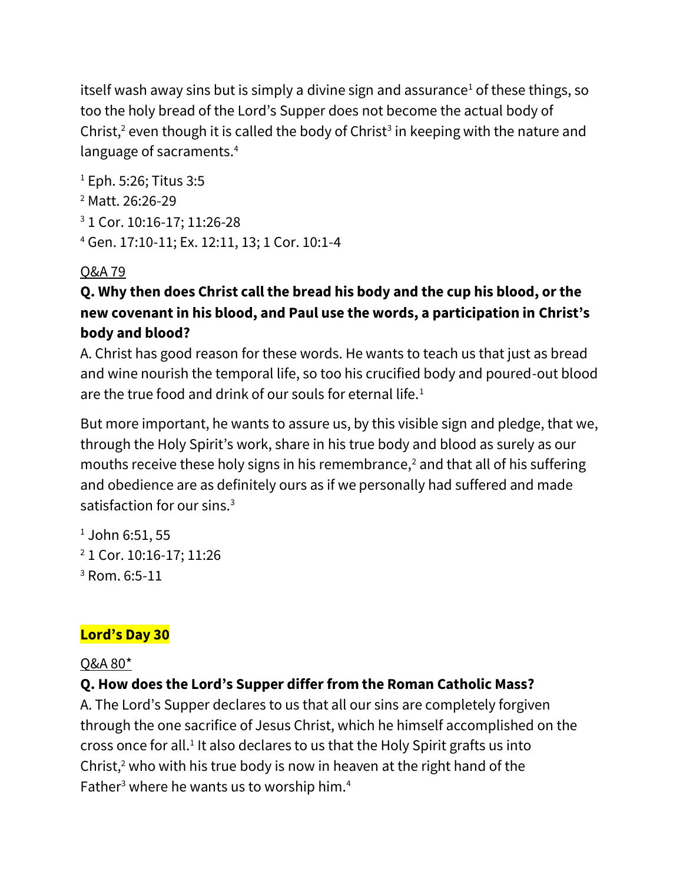itself wash away sins but is simply a divine sign and assurance[1] of these things, so too the holy bread of the Lord's Supper does not become the actual body of Christ,[2] even though it is called the body of Christ[3] in keeping with the nature and language of sacraments.[4]

[1] Eph. 5:26; Titus 3:5
[2] Matt. 26:26-29
[3] 1 Cor. 10:16-17; 11:26-28
[4] Gen. 17:10-11; Ex. 12:11, 13; 1 Cor. 10:1-4

Q&A 79

**Q. Why then does Christ call the bread his body and the cup his blood, or the new covenant in his blood, and Paul use the words, a participation in Christ's body and blood?**

A. Christ has good reason for these words. He wants to teach us that just as bread and wine nourish the temporal life, so too his crucified body and poured-out blood are the true food and drink of our souls for eternal life.[1]

But more important, he wants to assure us, by this visible sign and pledge, that we, through the Holy Spirit's work, share in his true body and blood as surely as our mouths receive these holy signs in his remembrance,[2] and that all of his suffering and obedience are as definitely ours as if we personally had suffered and made satisfaction for our sins.[3]

[1] John 6:51, 55
[2] 1 Cor. 10:16-17; 11:26
[3] Rom. 6:5-11

## Lord's Day 30

Q&A 80*

**Q. How does the Lord's Supper differ from the Roman Catholic Mass?**

A. The Lord's Supper declares to us that all our sins are completely forgiven through the one sacrifice of Jesus Christ, which he himself accomplished on the cross once for all.[1] It also declares to us that the Holy Spirit grafts us into Christ,[2] who with his true body is now in heaven at the right hand of the Father[3] where he wants us to worship him.[4]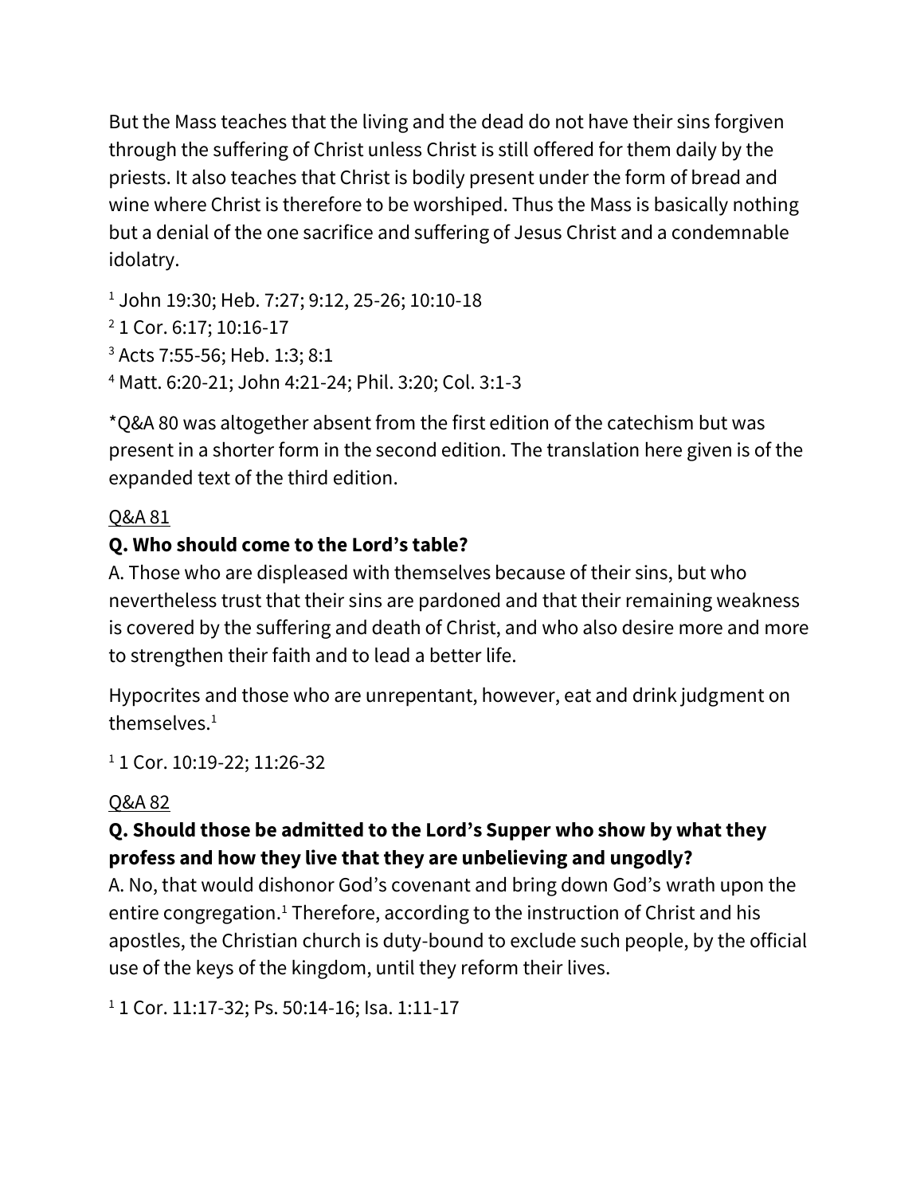But the Mass teaches that the living and the dead do not have their sins forgiven through the suffering of Christ unless Christ is still offered for them daily by the priests. It also teaches that Christ is bodily present under the form of bread and wine where Christ is therefore to be worshiped. Thus the Mass is basically nothing but a denial of the one sacrifice and suffering of Jesus Christ and a condemnable idolatry.

[1] John 19:30; Heb. 7:27; 9:12, 25-26; 10:10-18
[2] 1 Cor. 6:17; 10:16-17
[3] Acts 7:55-56; Heb. 1:3; 8:1
[4] Matt. 6:20-21; John 4:21-24; Phil. 3:20; Col. 3:1-3

*Q&A 80 was altogether absent from the first edition of the catechism but was present in a shorter form in the second edition. The translation here given is of the expanded text of the third edition.

<u>Q&A 81</u>

**Q. Who should come to the Lord's table?**

A. Those who are displeased with themselves because of their sins, but who nevertheless trust that their sins are pardoned and that their remaining weakness is covered by the suffering and death of Christ, and who also desire more and more to strengthen their faith and to lead a better life.

Hypocrites and those who are unrepentant, however, eat and drink judgment on themselves.[1]

[1] 1 Cor. 10:19-22; 11:26-32

<u>Q&A 82</u>

**Q. Should those be admitted to the Lord's Supper who show by what they profess and how they live that they are unbelieving and ungodly?**

A. No, that would dishonor God's covenant and bring down God's wrath upon the entire congregation.[1] Therefore, according to the instruction of Christ and his apostles, the Christian church is duty-bound to exclude such people, by the official use of the keys of the kingdom, until they reform their lives.

[1] 1 Cor. 11:17-32; Ps. 50:14-16; Isa. 1:11-17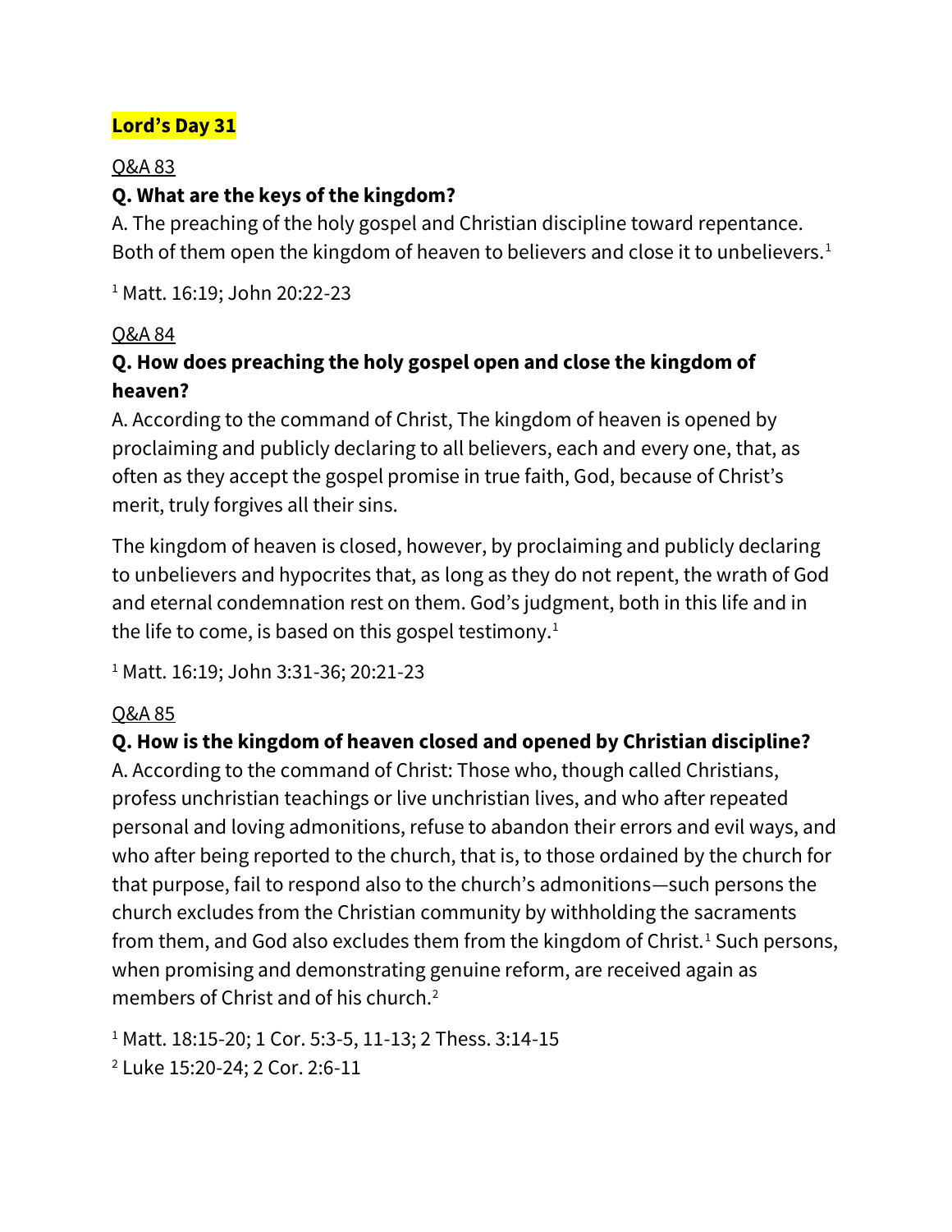## Lord's Day 31

Q&A 83

**Q. What are the keys of the kingdom?**

A. The preaching of the holy gospel and Christian discipline toward repentance. Both of them open the kingdom of heaven to believers and close it to unbelievers.[1]

[1] Matt. 16:19; John 20:22-23

Q&A 84

**Q. How does preaching the holy gospel open and close the kingdom of heaven?**

A. According to the command of Christ, The kingdom of heaven is opened by proclaiming and publicly declaring to all believers, each and every one, that, as often as they accept the gospel promise in true faith, God, because of Christ's merit, truly forgives all their sins.

The kingdom of heaven is closed, however, by proclaiming and publicly declaring to unbelievers and hypocrites that, as long as they do not repent, the wrath of God and eternal condemnation rest on them. God's judgment, both in this life and in the life to come, is based on this gospel testimony.[1]

[1] Matt. 16:19; John 3:31-36; 20:21-23

Q&A 85

**Q. How is the kingdom of heaven closed and opened by Christian discipline?**

A. According to the command of Christ: Those who, though called Christians, profess unchristian teachings or live unchristian lives, and who after repeated personal and loving admonitions, refuse to abandon their errors and evil ways, and who after being reported to the church, that is, to those ordained by the church for that purpose, fail to respond also to the church's admonitions—such persons the church excludes from the Christian community by withholding the sacraments from them, and God also excludes them from the kingdom of Christ.[1] Such persons, when promising and demonstrating genuine reform, are received again as members of Christ and of his church.[2]

[1] Matt. 18:15-20; 1 Cor. 5:3-5, 11-13; 2 Thess. 3:14-15

[2] Luke 15:20-24; 2 Cor. 2:6-11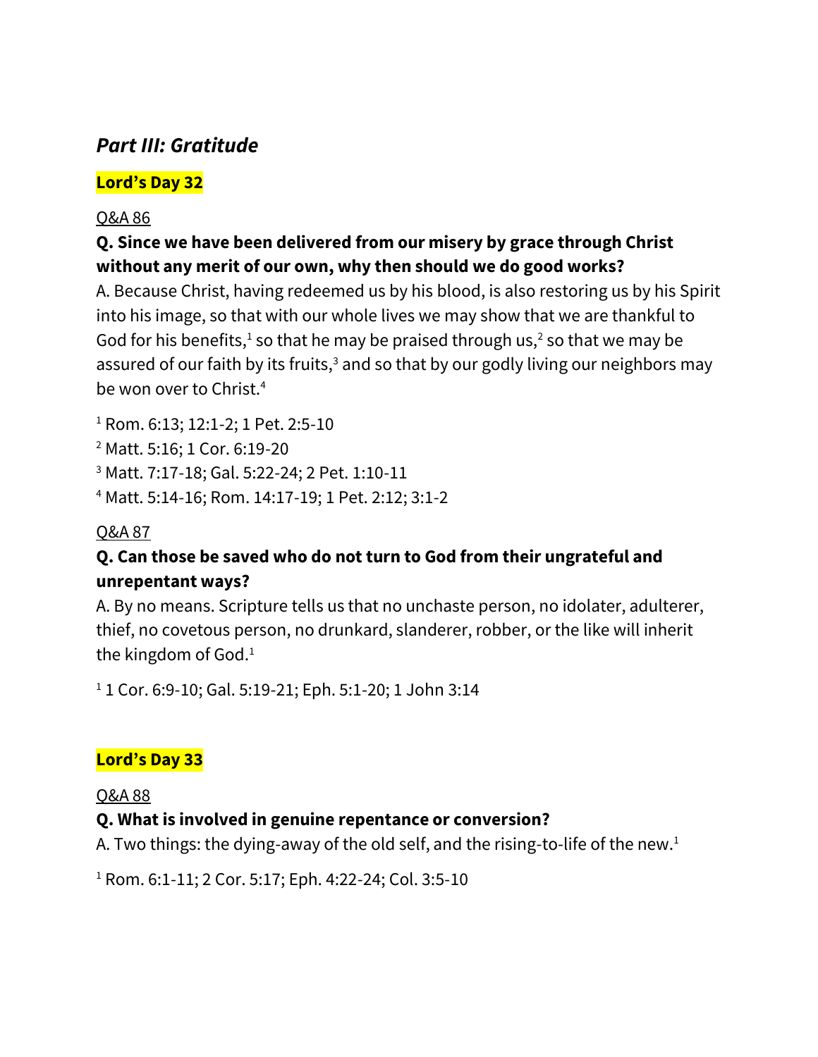## *Part III: Gratitude*

### Lord's Day 32

Q&A 86

**Q. Since we have been delivered from our misery by grace through Christ without any merit of our own, why then should we do good works?**

A. Because Christ, having redeemed us by his blood, is also restoring us by his Spirit into his image, so that with our whole lives we may show that we are thankful to God for his benefits,[1] so that he may be praised through us,[2] so that we may be assured of our faith by its fruits,[3] and so that by our godly living our neighbors may be won over to Christ.[4]

[1] Rom. 6:13; 12:1-2; 1 Pet. 2:5-10

[2] Matt. 5:16; 1 Cor. 6:19-20

[3] Matt. 7:17-18; Gal. 5:22-24; 2 Pet. 1:10-11

[4] Matt. 5:14-16; Rom. 14:17-19; 1 Pet. 2:12; 3:1-2

Q&A 87

**Q. Can those be saved who do not turn to God from their ungrateful and unrepentant ways?**

A. By no means. Scripture tells us that no unchaste person, no idolater, adulterer, thief, no covetous person, no drunkard, slanderer, robber, or the like will inherit the kingdom of God.[1]

[1] 1 Cor. 6:9-10; Gal. 5:19-21; Eph. 5:1-20; 1 John 3:14

### Lord's Day 33

Q&A 88

**Q. What is involved in genuine repentance or conversion?**

A. Two things: the dying-away of the old self, and the rising-to-life of the new.[1]

[1] Rom. 6:1-11; 2 Cor. 5:17; Eph. 4:22-24; Col. 3:5-10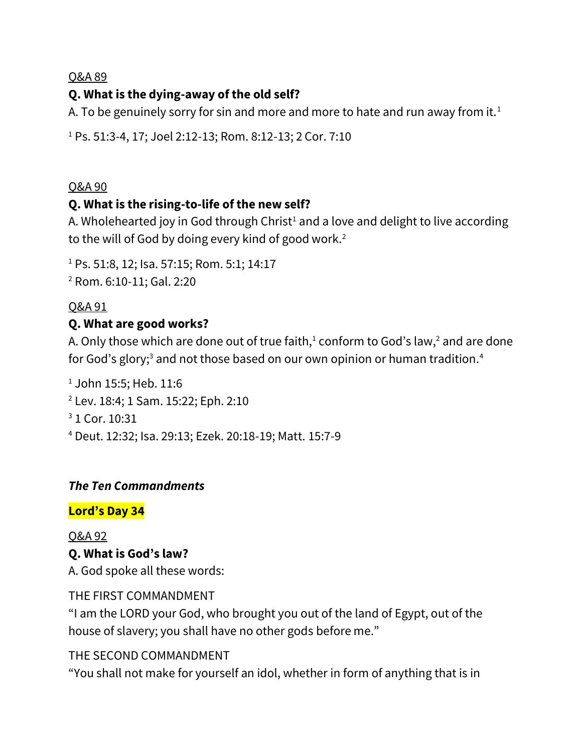Q&A 89

**Q. What is the dying-away of the old self?**

A. To be genuinely sorry for sin and more and more to hate and run away from it.[1]

[1] Ps. 51:3-4, 17; Joel 2:12-13; Rom. 8:12-13; 2 Cor. 7:10

Q&A 90

**Q. What is the rising-to-life of the new self?**

A. Wholehearted joy in God through Christ[1] and a love and delight to live according to the will of God by doing every kind of good work.[2]

[1] Ps. 51:8, 12; Isa. 57:15; Rom. 5:1; 14:17
[2] Rom. 6:10-11; Gal. 2:20

Q&A 91

**Q. What are good works?**

A. Only those which are done out of true faith,[1] conform to God's law,[2] and are done for God's glory;[3] and not those based on our own opinion or human tradition.[4]

[1] John 15:5; Heb. 11:6
[2] Lev. 18:4; 1 Sam. 15:22; Eph. 2:10
[3] 1 Cor. 10:31
[4] Deut. 12:32; Isa. 29:13; Ezek. 20:18-19; Matt. 15:7-9

***The Ten Commandments***

**Lord's Day 34**

Q&A 92

**Q. What is God's law?**

A. God spoke all these words:

THE FIRST COMMANDMENT

"I am the LORD your God, who brought you out of the land of Egypt, out of the house of slavery; you shall have no other gods before me."

THE SECOND COMMANDMENT

"You shall not make for yourself an idol, whether in form of anything that is in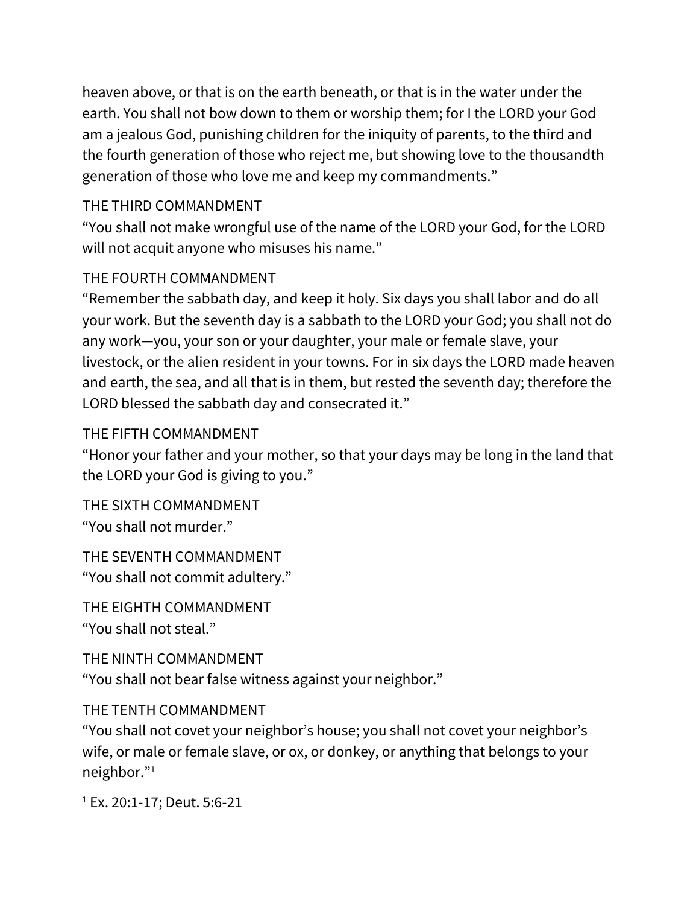heaven above, or that is on the earth beneath, or that is in the water under the earth. You shall not bow down to them or worship them; for I the LORD your God am a jealous God, punishing children for the iniquity of parents, to the third and the fourth generation of those who reject me, but showing love to the thousandth generation of those who love me and keep my commandments."

THE THIRD COMMANDMENT
"You shall not make wrongful use of the name of the LORD your God, for the LORD will not acquit anyone who misuses his name."

THE FOURTH COMMANDMENT
"Remember the sabbath day, and keep it holy. Six days you shall labor and do all your work. But the seventh day is a sabbath to the LORD your God; you shall not do any work—you, your son or your daughter, your male or female slave, your livestock, or the alien resident in your towns. For in six days the LORD made heaven and earth, the sea, and all that is in them, but rested the seventh day; therefore the LORD blessed the sabbath day and consecrated it."

THE FIFTH COMMANDMENT
"Honor your father and your mother, so that your days may be long in the land that the LORD your God is giving to you."

THE SIXTH COMMANDMENT
"You shall not murder."

THE SEVENTH COMMANDMENT
"You shall not commit adultery."

THE EIGHTH COMMANDMENT
"You shall not steal."

THE NINTH COMMANDMENT
"You shall not bear false witness against your neighbor."

THE TENTH COMMANDMENT
"You shall not covet your neighbor's house; you shall not covet your neighbor's wife, or male or female slave, or ox, or donkey, or anything that belongs to your neighbor."[1]

[1] Ex. 20:1-17; Deut. 5:6-21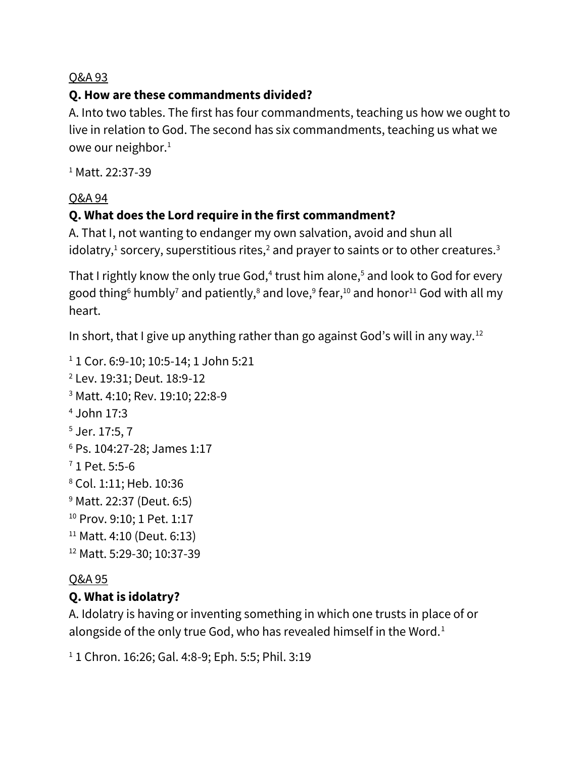<u>Q&A 93</u>

**Q. How are these commandments divided?**

A. Into two tables. The first has four commandments, teaching us how we ought to live in relation to God. The second has six commandments, teaching us what we owe our neighbor.[1]

[1] Matt. 22:37-39

<u>Q&A 94</u>

**Q. What does the Lord require in the first commandment?**

A. That I, not wanting to endanger my own salvation, avoid and shun all idolatry,[1] sorcery, superstitious rites,[2] and prayer to saints or to other creatures.[3]

That I rightly know the only true God,[4] trust him alone,[5] and look to God for every good thing[6] humbly[7] and patiently,[8] and love,[9] fear,[10] and honor[11] God with all my heart.

In short, that I give up anything rather than go against God's will in any way.[12]

[1] 1 Cor. 6:9-10; 10:5-14; 1 John 5:21
[2] Lev. 19:31; Deut. 18:9-12
[3] Matt. 4:10; Rev. 19:10; 22:8-9
[4] John 17:3
[5] Jer. 17:5, 7
[6] Ps. 104:27-28; James 1:17
[7] 1 Pet. 5:5-6
[8] Col. 1:11; Heb. 10:36
[9] Matt. 22:37 (Deut. 6:5)
[10] Prov. 9:10; 1 Pet. 1:17
[11] Matt. 4:10 (Deut. 6:13)
[12] Matt. 5:29-30; 10:37-39

<u>Q&A 95</u>

**Q. What is idolatry?**

A. Idolatry is having or inventing something in which one trusts in place of or alongside of the only true God, who has revealed himself in the Word.[1]

[1] 1 Chron. 16:26; Gal. 4:8-9; Eph. 5:5; Phil. 3:19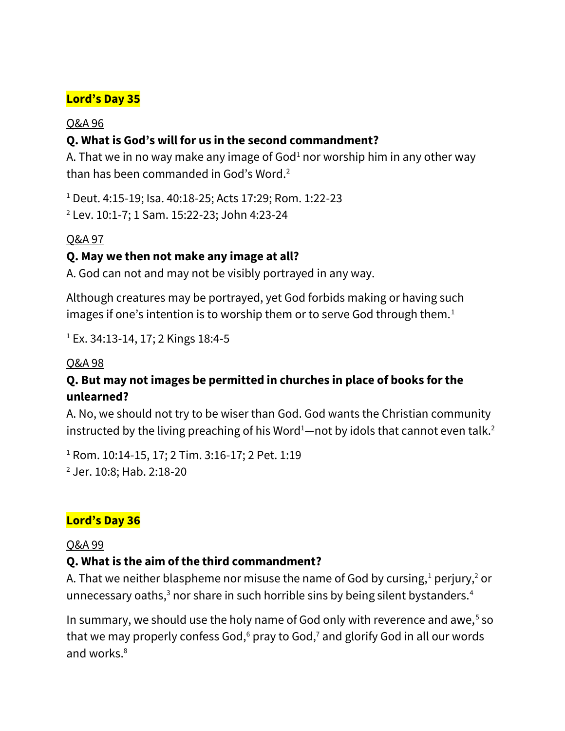## Lord's Day 35

Q&A 96

**Q. What is God's will for us in the second commandment?**

A. That we in no way make any image of God[1] nor worship him in any other way than has been commanded in God's Word.[2]

[1] Deut. 4:15-19; Isa. 40:18-25; Acts 17:29; Rom. 1:22-23
[2] Lev. 10:1-7; 1 Sam. 15:22-23; John 4:23-24

Q&A 97

**Q. May we then not make any image at all?**

A. God can not and may not be visibly portrayed in any way.

Although creatures may be portrayed, yet God forbids making or having such images if one's intention is to worship them or to serve God through them.[1]

[1] Ex. 34:13-14, 17; 2 Kings 18:4-5

Q&A 98

**Q. But may not images be permitted in churches in place of books for the unlearned?**

A. No, we should not try to be wiser than God. God wants the Christian community instructed by the living preaching of his Word[1]—not by idols that cannot even talk.[2]

[1] Rom. 10:14-15, 17; 2 Tim. 3:16-17; 2 Pet. 1:19
[2] Jer. 10:8; Hab. 2:18-20

## Lord's Day 36

Q&A 99

**Q. What is the aim of the third commandment?**

A. That we neither blaspheme nor misuse the name of God by cursing,[1] perjury,[2] or unnecessary oaths,[3] nor share in such horrible sins by being silent bystanders.[4]

In summary, we should use the holy name of God only with reverence and awe,[5] so that we may properly confess God,[6] pray to God,[7] and glorify God in all our words and works.[8]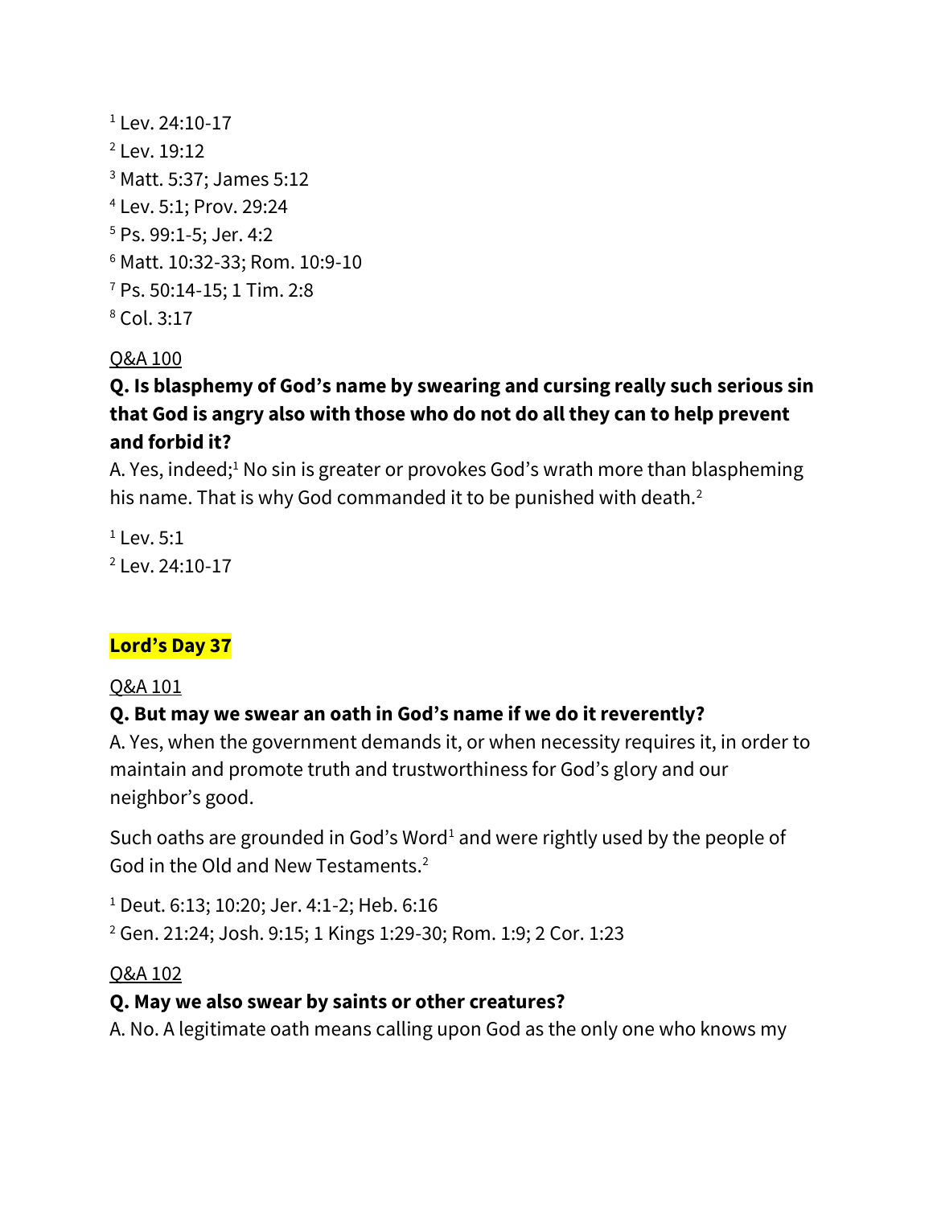[1] Lev. 24:10-17
[2] Lev. 19:12
[3] Matt. 5:37; James 5:12
[4] Lev. 5:1; Prov. 29:24
[5] Ps. 99:1-5; Jer. 4:2
[6] Matt. 10:32-33; Rom. 10:9-10
[7] Ps. 50:14-15; 1 Tim. 2:8
[8] Col. 3:17

Q&A 100

**Q. Is blasphemy of God's name by swearing and cursing really such serious sin that God is angry also with those who do not do all they can to help prevent and forbid it?**

A. Yes, indeed;[1] No sin is greater or provokes God's wrath more than blaspheming his name. That is why God commanded it to be punished with death.[2]

[1] Lev. 5:1
[2] Lev. 24:10-17

## Lord's Day 37

Q&A 101

**Q. But may we swear an oath in God's name if we do it reverently?**

A. Yes, when the government demands it, or when necessity requires it, in order to maintain and promote truth and trustworthiness for God's glory and our neighbor's good.

Such oaths are grounded in God's Word[1] and were rightly used by the people of God in the Old and New Testaments.[2]

[1] Deut. 6:13; 10:20; Jer. 4:1-2; Heb. 6:16
[2] Gen. 21:24; Josh. 9:15; 1 Kings 1:29-30; Rom. 1:9; 2 Cor. 1:23

Q&A 102

**Q. May we also swear by saints or other creatures?**

A. No. A legitimate oath means calling upon God as the only one who knows my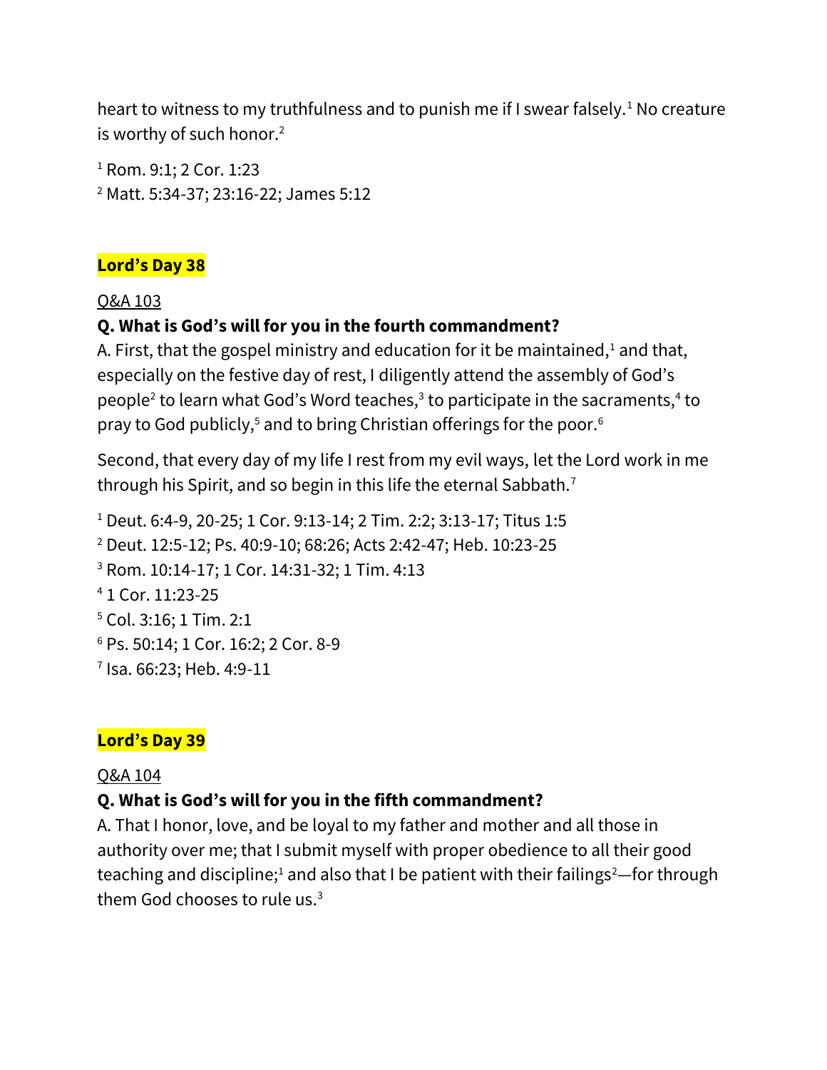heart to witness to my truthfulness and to punish me if I swear falsely.[1] No creature is worthy of such honor.[2]

[1] Rom. 9:1; 2 Cor. 1:23
[2] Matt. 5:34-37; 23:16-22; James 5:12

## Lord's Day 38

Q&A 103

**Q. What is God's will for you in the fourth commandment?**

A. First, that the gospel ministry and education for it be maintained,[1] and that, especially on the festive day of rest, I diligently attend the assembly of God's people[2] to learn what God's Word teaches,[3] to participate in the sacraments,[4] to pray to God publicly,[5] and to bring Christian offerings for the poor.[6]

Second, that every day of my life I rest from my evil ways, let the Lord work in me through his Spirit, and so begin in this life the eternal Sabbath.[7]

[1] Deut. 6:4-9, 20-25; 1 Cor. 9:13-14; 2 Tim. 2:2; 3:13-17; Titus 1:5
[2] Deut. 12:5-12; Ps. 40:9-10; 68:26; Acts 2:42-47; Heb. 10:23-25
[3] Rom. 10:14-17; 1 Cor. 14:31-32; 1 Tim. 4:13
[4] 1 Cor. 11:23-25
[5] Col. 3:16; 1 Tim. 2:1
[6] Ps. 50:14; 1 Cor. 16:2; 2 Cor. 8-9
[7] Isa. 66:23; Heb. 4:9-11

## Lord's Day 39

Q&A 104

**Q. What is God's will for you in the fifth commandment?**

A. That I honor, love, and be loyal to my father and mother and all those in authority over me; that I submit myself with proper obedience to all their good teaching and discipline;[1] and also that I be patient with their failings[2]—for through them God chooses to rule us.[3]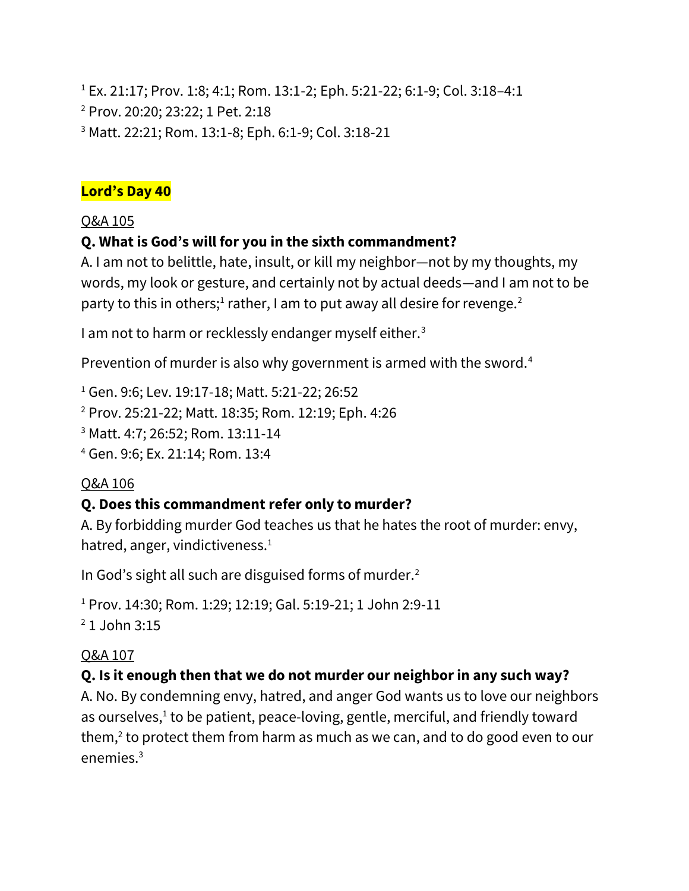[1] Ex. 21:17; Prov. 1:8; 4:1; Rom. 13:1-2; Eph. 5:21-22; 6:1-9; Col. 3:18–4:1
[2] Prov. 20:20; 23:22; 1 Pet. 2:18
[3] Matt. 22:21; Rom. 13:1-8; Eph. 6:1-9; Col. 3:18-21

## Lord's Day 40

Q&A 105

**Q. What is God's will for you in the sixth commandment?**
A. I am not to belittle, hate, insult, or kill my neighbor—not by my thoughts, my words, my look or gesture, and certainly not by actual deeds—and I am not to be party to this in others;[1] rather, I am to put away all desire for revenge.[2]

I am not to harm or recklessly endanger myself either.[3]

Prevention of murder is also why government is armed with the sword.[4]

[1] Gen. 9:6; Lev. 19:17-18; Matt. 5:21-22; 26:52
[2] Prov. 25:21-22; Matt. 18:35; Rom. 12:19; Eph. 4:26
[3] Matt. 4:7; 26:52; Rom. 13:11-14
[4] Gen. 9:6; Ex. 21:14; Rom. 13:4

Q&A 106

**Q. Does this commandment refer only to murder?**
A. By forbidding murder God teaches us that he hates the root of murder: envy, hatred, anger, vindictiveness.[1]

In God's sight all such are disguised forms of murder.[2]

[1] Prov. 14:30; Rom. 1:29; 12:19; Gal. 5:19-21; 1 John 2:9-11
[2] 1 John 3:15

Q&A 107

**Q. Is it enough then that we do not murder our neighbor in any such way?**
A. No. By condemning envy, hatred, and anger God wants us to love our neighbors as ourselves,[1] to be patient, peace-loving, gentle, merciful, and friendly toward them,[2] to protect them from harm as much as we can, and to do good even to our enemies.[3]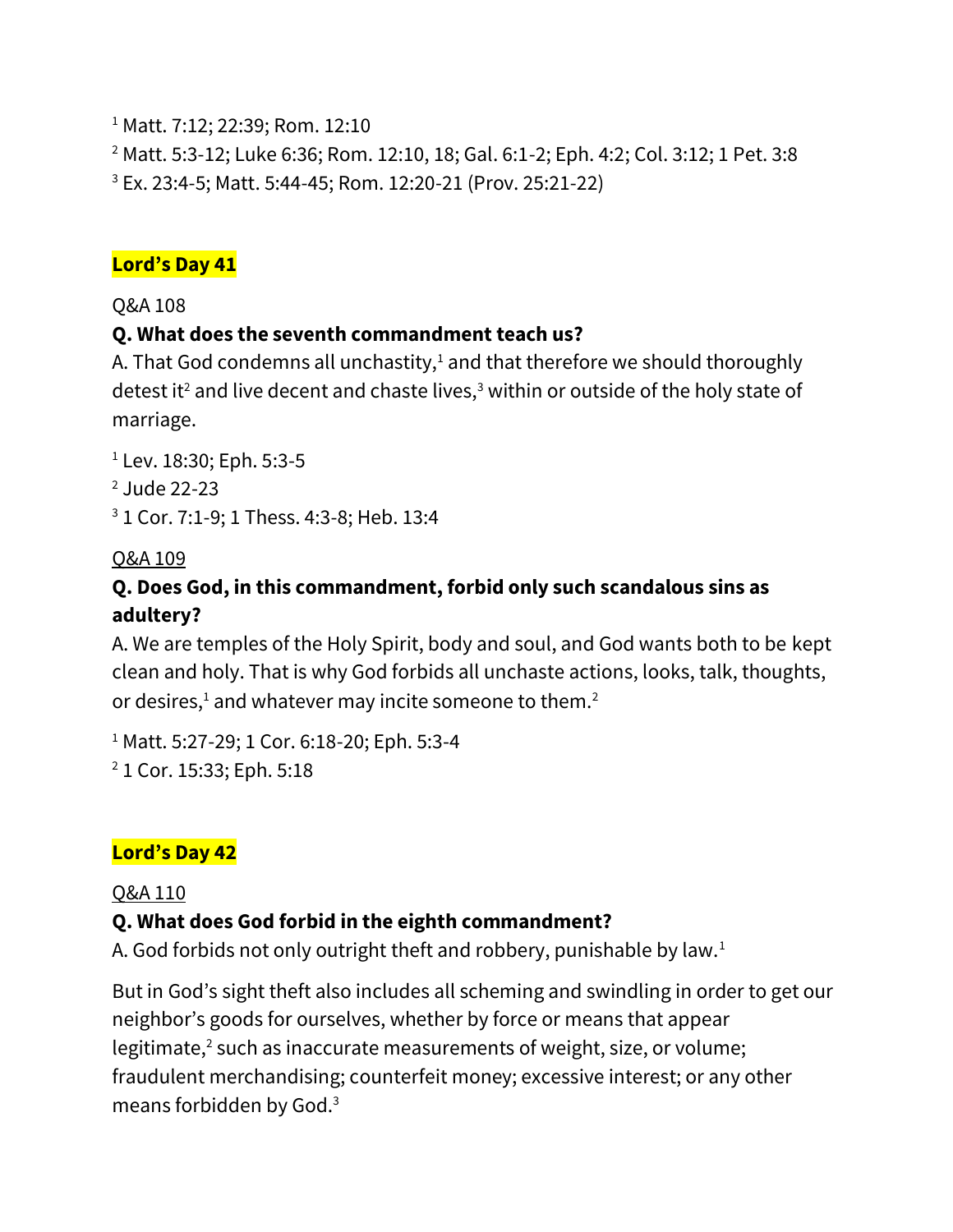[1] Matt. 7:12; 22:39; Rom. 12:10

[2] Matt. 5:3-12; Luke 6:36; Rom. 12:10, 18; Gal. 6:1-2; Eph. 4:2; Col. 3:12; 1 Pet. 3:8

[3] Ex. 23:4-5; Matt. 5:44-45; Rom. 12:20-21 (Prov. 25:21-22)

## Lord's Day 41

Q&A 108

**Q. What does the seventh commandment teach us?**

A. That God condemns all unchastity,[1] and that therefore we should thoroughly detest it[2] and live decent and chaste lives,[3] within or outside of the holy state of marriage.

[1] Lev. 18:30; Eph. 5:3-5

[2] Jude 22-23

[3] 1 Cor. 7:1-9; 1 Thess. 4:3-8; Heb. 13:4

<u>Q&A 109</u>

**Q. Does God, in this commandment, forbid only such scandalous sins as adultery?**

A. We are temples of the Holy Spirit, body and soul, and God wants both to be kept clean and holy. That is why God forbids all unchaste actions, looks, talk, thoughts, or desires,[1] and whatever may incite someone to them.[2]

[1] Matt. 5:27-29; 1 Cor. 6:18-20; Eph. 5:3-4

[2] 1 Cor. 15:33; Eph. 5:18

## Lord's Day 42

<u>Q&A 110</u>

**Q. What does God forbid in the eighth commandment?**

A. God forbids not only outright theft and robbery, punishable by law.[1]

But in God's sight theft also includes all scheming and swindling in order to get our neighbor's goods for ourselves, whether by force or means that appear legitimate,[2] such as inaccurate measurements of weight, size, or volume; fraudulent merchandising; counterfeit money; excessive interest; or any other means forbidden by God.[3]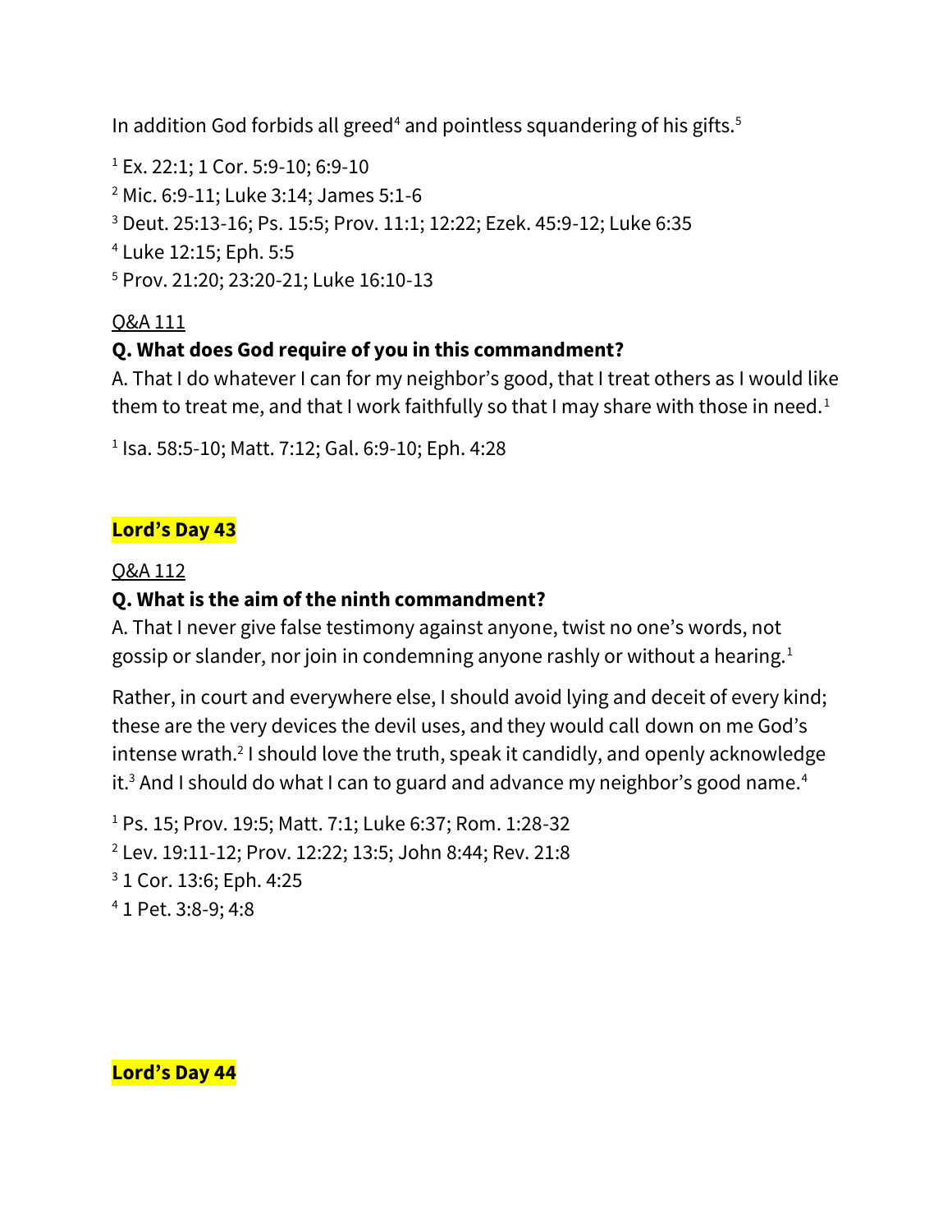In addition God forbids all greed[4] and pointless squandering of his gifts.[5]

[1] Ex. 22:1; 1 Cor. 5:9-10; 6:9-10

[2] Mic. 6:9-11; Luke 3:14; James 5:1-6

[3] Deut. 25:13-16; Ps. 15:5; Prov. 11:1; 12:22; Ezek. 45:9-12; Luke 6:35

[4] Luke 12:15; Eph. 5:5

[5] Prov. 21:20; 23:20-21; Luke 16:10-13

Q&A 111

**Q. What does God require of you in this commandment?**

A. That I do whatever I can for my neighbor's good, that I treat others as I would like them to treat me, and that I work faithfully so that I may share with those in need.[1]

[1] Isa. 58:5-10; Matt. 7:12; Gal. 6:9-10; Eph. 4:28

## Lord's Day 43

Q&A 112

**Q. What is the aim of the ninth commandment?**

A. That I never give false testimony against anyone, twist no one's words, not gossip or slander, nor join in condemning anyone rashly or without a hearing.[1]

Rather, in court and everywhere else, I should avoid lying and deceit of every kind; these are the very devices the devil uses, and they would call down on me God's intense wrath.[2] I should love the truth, speak it candidly, and openly acknowledge it.[3] And I should do what I can to guard and advance my neighbor's good name.[4]

[1] Ps. 15; Prov. 19:5; Matt. 7:1; Luke 6:37; Rom. 1:28-32

[2] Lev. 19:11-12; Prov. 12:22; 13:5; John 8:44; Rev. 21:8

[3] 1 Cor. 13:6; Eph. 4:25

[4] 1 Pet. 3:8-9; 4:8

## Lord's Day 44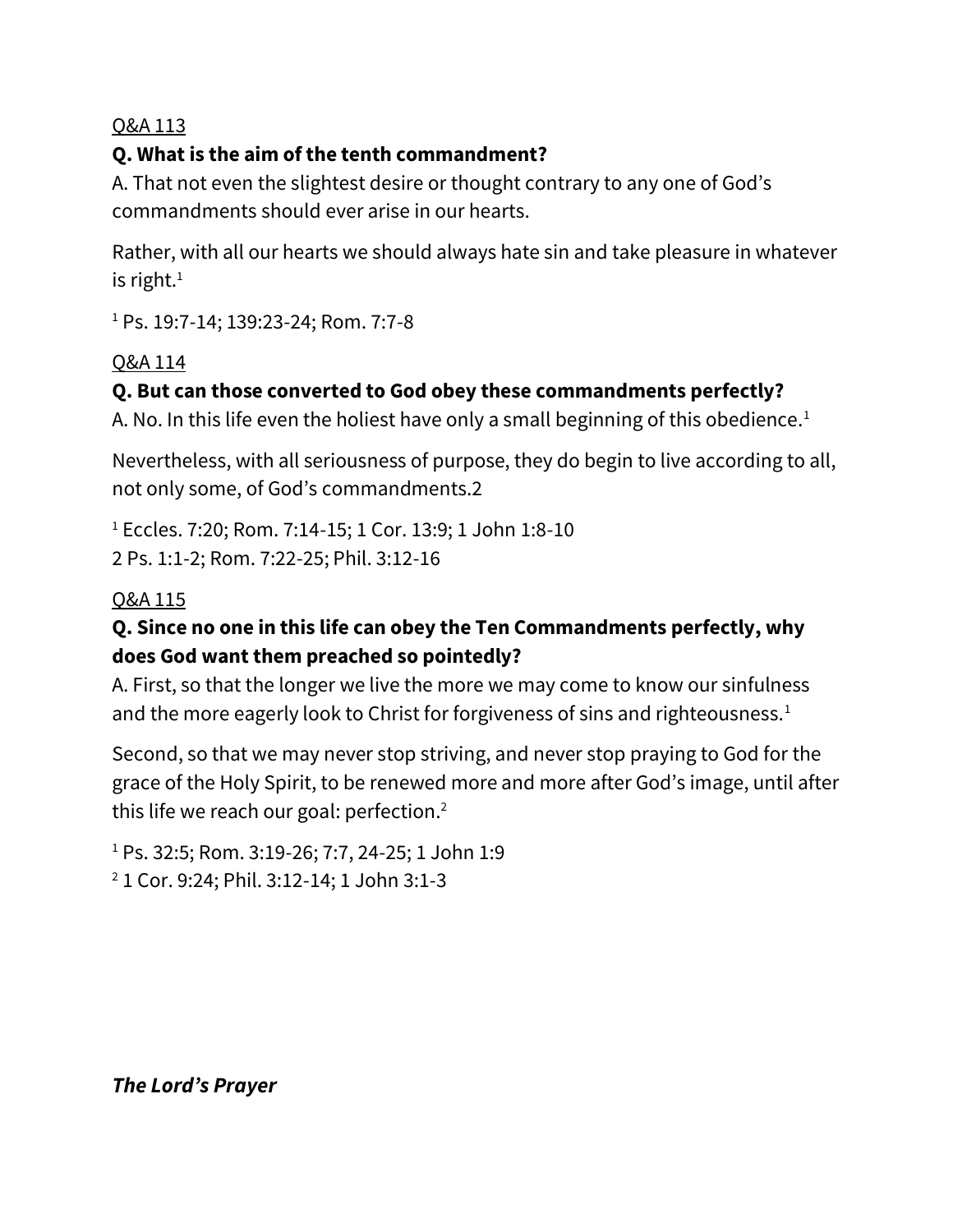Q&A 113

**Q. What is the aim of the tenth commandment?**

A. That not even the slightest desire or thought contrary to any one of God's commandments should ever arise in our hearts.

Rather, with all our hearts we should always hate sin and take pleasure in whatever is right.[1]

[1] Ps. 19:7-14; 139:23-24; Rom. 7:7-8

Q&A 114

**Q. But can those converted to God obey these commandments perfectly?**

A. No. In this life even the holiest have only a small beginning of this obedience.[1]

Nevertheless, with all seriousness of purpose, they do begin to live according to all, not only some, of God's commandments.2

[1] Eccles. 7:20; Rom. 7:14-15; 1 Cor. 13:9; 1 John 1:8-10
2 Ps. 1:1-2; Rom. 7:22-25; Phil. 3:12-16

Q&A 115

**Q. Since no one in this life can obey the Ten Commandments perfectly, why does God want them preached so pointedly?**

A. First, so that the longer we live the more we may come to know our sinfulness and the more eagerly look to Christ for forgiveness of sins and righteousness.[1]

Second, so that we may never stop striving, and never stop praying to God for the grace of the Holy Spirit, to be renewed more and more after God's image, until after this life we reach our goal: perfection.[2]

[1] Ps. 32:5; Rom. 3:19-26; 7:7, 24-25; 1 John 1:9
[2] 1 Cor. 9:24; Phil. 3:12-14; 1 John 3:1-3

***The Lord's Prayer***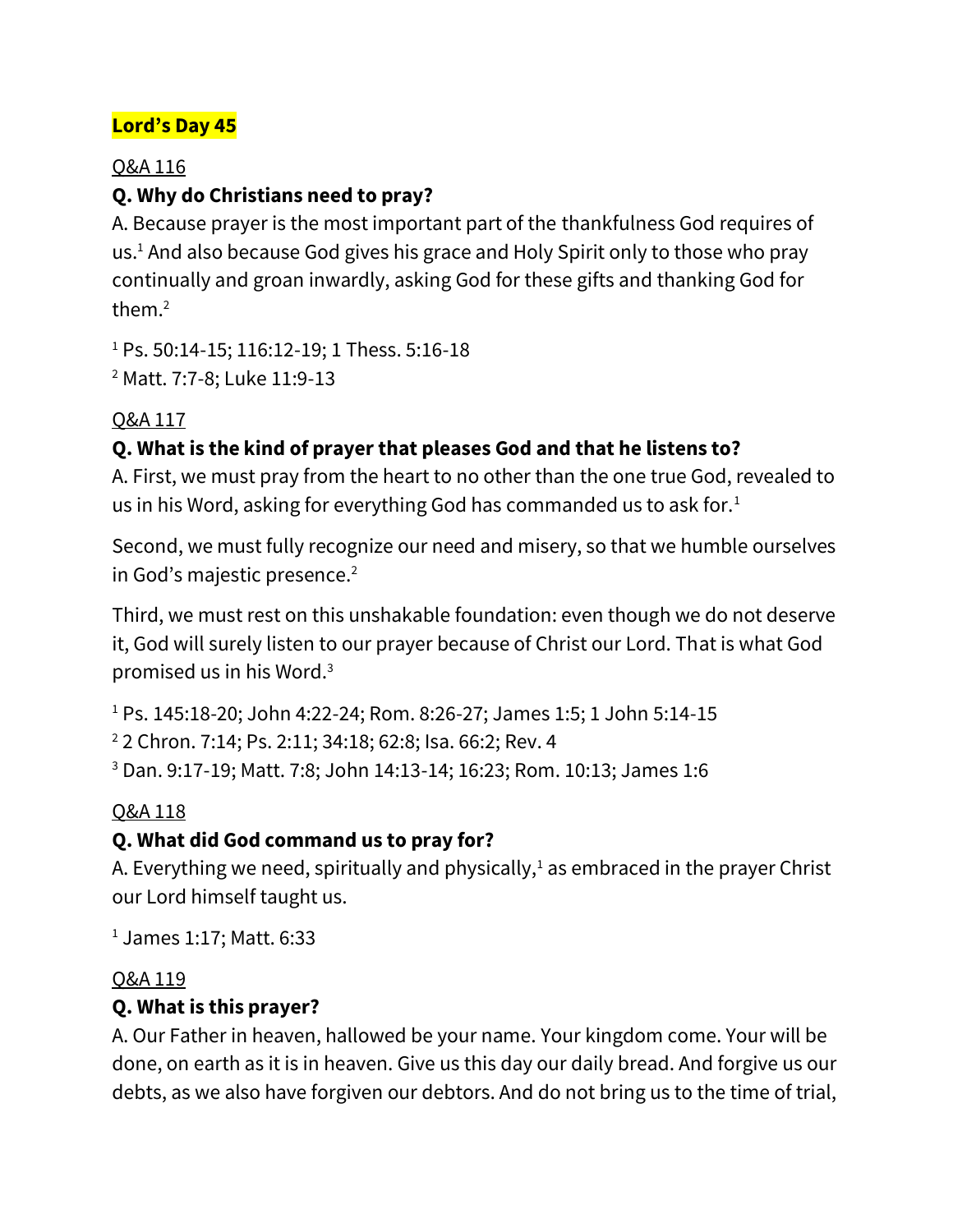**Lord's Day 45**

Q&A 116

**Q. Why do Christians need to pray?**

A. Because prayer is the most important part of the thankfulness God requires of us.[1] And also because God gives his grace and Holy Spirit only to those who pray continually and groan inwardly, asking God for these gifts and thanking God for them.[2]

[1] Ps. 50:14-15; 116:12-19; 1 Thess. 5:16-18
[2] Matt. 7:7-8; Luke 11:9-13

Q&A 117

**Q. What is the kind of prayer that pleases God and that he listens to?**

A. First, we must pray from the heart to no other than the one true God, revealed to us in his Word, asking for everything God has commanded us to ask for.[1]

Second, we must fully recognize our need and misery, so that we humble ourselves in God's majestic presence.[2]

Third, we must rest on this unshakable foundation: even though we do not deserve it, God will surely listen to our prayer because of Christ our Lord. That is what God promised us in his Word.[3]

[1] Ps. 145:18-20; John 4:22-24; Rom. 8:26-27; James 1:5; 1 John 5:14-15
[2] 2 Chron. 7:14; Ps. 2:11; 34:18; 62:8; Isa. 66:2; Rev. 4
[3] Dan. 9:17-19; Matt. 7:8; John 14:13-14; 16:23; Rom. 10:13; James 1:6

Q&A 118

**Q. What did God command us to pray for?**

A. Everything we need, spiritually and physically,[1] as embraced in the prayer Christ our Lord himself taught us.

[1] James 1:17; Matt. 6:33

Q&A 119

**Q. What is this prayer?**

A. Our Father in heaven, hallowed be your name. Your kingdom come. Your will be done, on earth as it is in heaven. Give us this day our daily bread. And forgive us our debts, as we also have forgiven our debtors. And do not bring us to the time of trial,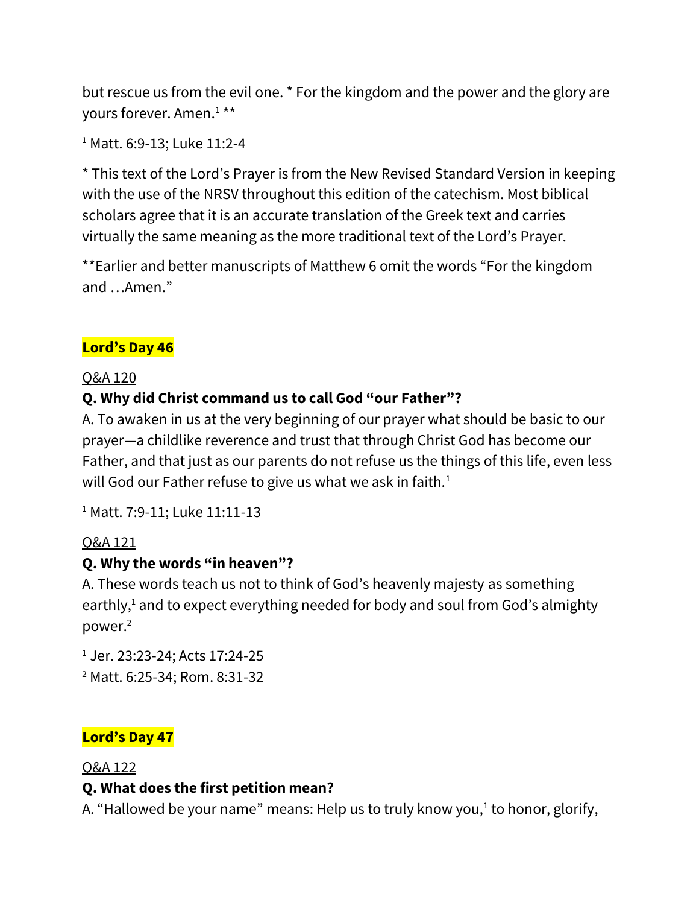but rescue us from the evil one. * For the kingdom and the power and the glory are yours forever. Amen.[1] **

[1] Matt. 6:9-13; Luke 11:2-4

* This text of the Lord's Prayer is from the New Revised Standard Version in keeping with the use of the NRSV throughout this edition of the catechism. Most biblical scholars agree that it is an accurate translation of the Greek text and carries virtually the same meaning as the more traditional text of the Lord's Prayer.

**Earlier and better manuscripts of Matthew 6 omit the words "For the kingdom and …Amen."

## Lord's Day 46

Q&A 120

**Q. Why did Christ command us to call God "our Father"?**

A. To awaken in us at the very beginning of our prayer what should be basic to our prayer—a childlike reverence and trust that through Christ God has become our Father, and that just as our parents do not refuse us the things of this life, even less will God our Father refuse to give us what we ask in faith.[1]

[1] Matt. 7:9-11; Luke 11:11-13

Q&A 121

**Q. Why the words "in heaven"?**

A. These words teach us not to think of God's heavenly majesty as something earthly,[1] and to expect everything needed for body and soul from God's almighty power.[2]

[1] Jer. 23:23-24; Acts 17:24-25
[2] Matt. 6:25-34; Rom. 8:31-32

## Lord's Day 47

Q&A 122

**Q. What does the first petition mean?**

A. "Hallowed be your name" means: Help us to truly know you,[1] to honor, glorify,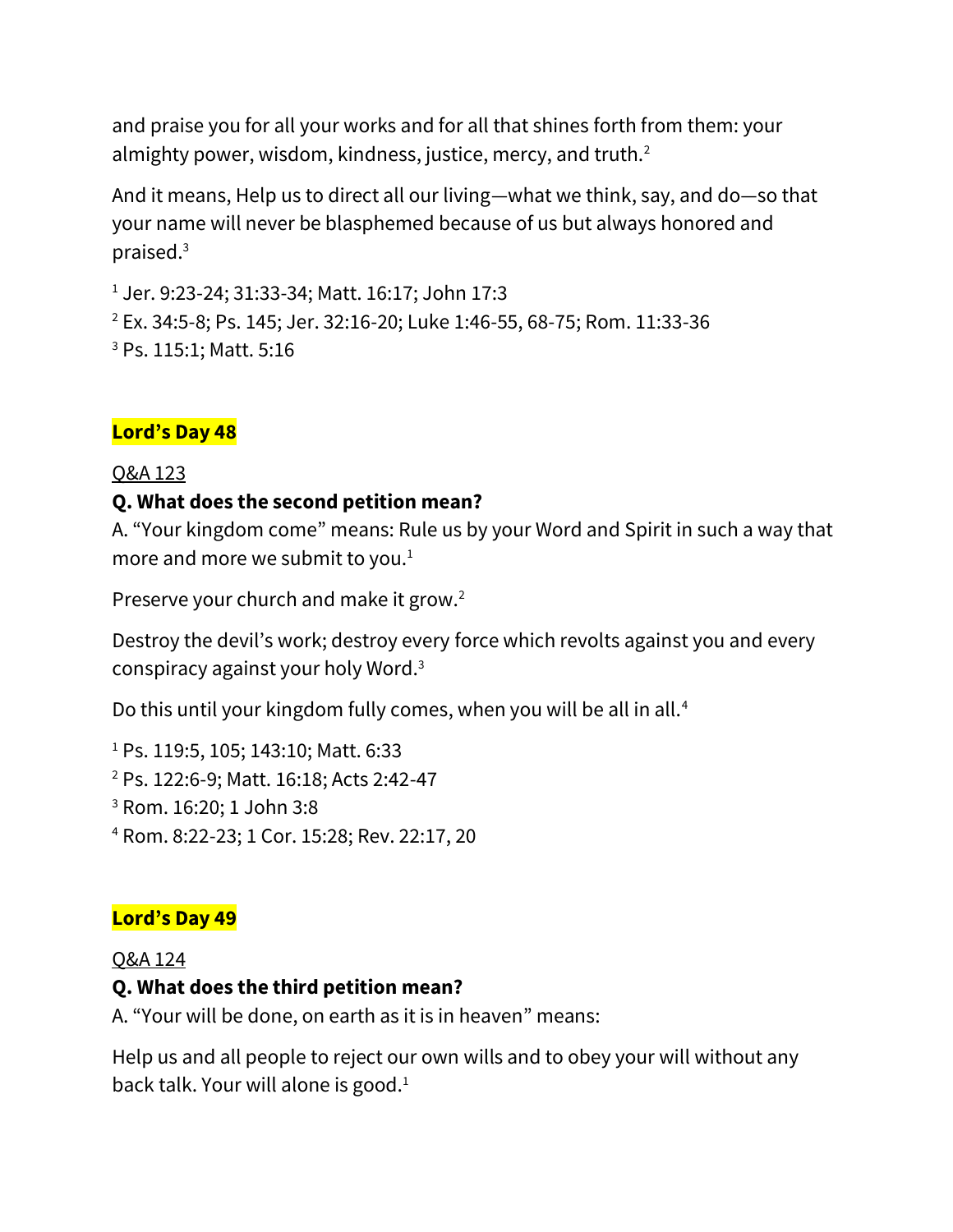and praise you for all your works and for all that shines forth from them: your almighty power, wisdom, kindness, justice, mercy, and truth.[2]

And it means, Help us to direct all our living—what we think, say, and do—so that your name will never be blasphemed because of us but always honored and praised.[3]

[1] Jer. 9:23-24; 31:33-34; Matt. 16:17; John 17:3
[2] Ex. 34:5-8; Ps. 145; Jer. 32:16-20; Luke 1:46-55, 68-75; Rom. 11:33-36
[3] Ps. 115:1; Matt. 5:16

## Lord's Day 48

Q&A 123

**Q. What does the second petition mean?**

A. "Your kingdom come" means: Rule us by your Word and Spirit in such a way that more and more we submit to you.[1]

Preserve your church and make it grow.[2]

Destroy the devil's work; destroy every force which revolts against you and every conspiracy against your holy Word.[3]

Do this until your kingdom fully comes, when you will be all in all.[4]

[1] Ps. 119:5, 105; 143:10; Matt. 6:33
[2] Ps. 122:6-9; Matt. 16:18; Acts 2:42-47
[3] Rom. 16:20; 1 John 3:8
[4] Rom. 8:22-23; 1 Cor. 15:28; Rev. 22:17, 20

## Lord's Day 49

Q&A 124

**Q. What does the third petition mean?**

A. "Your will be done, on earth as it is in heaven" means:

Help us and all people to reject our own wills and to obey your will without any back talk. Your will alone is good.[1]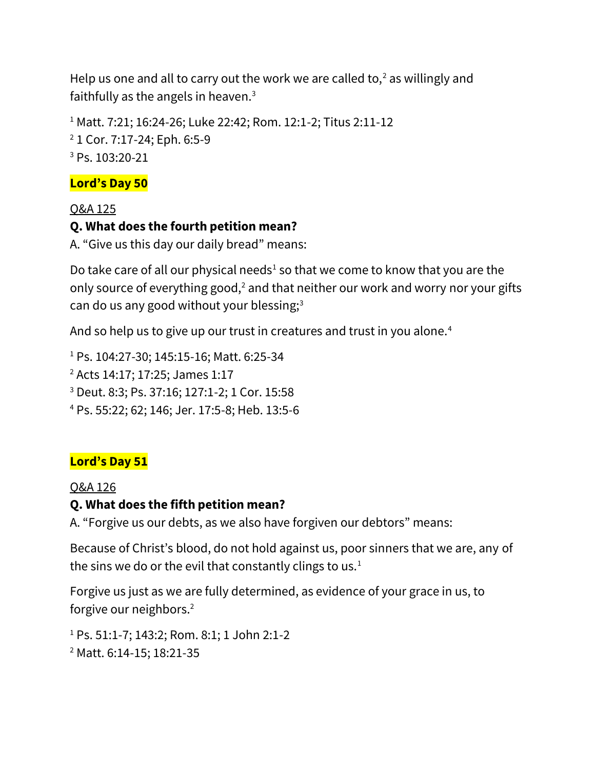Help us one and all to carry out the work we are called to,[2] as willingly and faithfully as the angels in heaven.[3]

[1] Matt. 7:21; 16:24-26; Luke 22:42; Rom. 12:1-2; Titus 2:11-12
[2] 1 Cor. 7:17-24; Eph. 6:5-9
[3] Ps. 103:20-21

## Lord's Day 50

Q&A 125

**Q. What does the fourth petition mean?**
A. "Give us this day our daily bread" means:

Do take care of all our physical needs[1] so that we come to know that you are the only source of everything good,[2] and that neither our work and worry nor your gifts can do us any good without your blessing;[3]

And so help us to give up our trust in creatures and trust in you alone.[4]

[1] Ps. 104:27-30; 145:15-16; Matt. 6:25-34
[2] Acts 14:17; 17:25; James 1:17
[3] Deut. 8:3; Ps. 37:16; 127:1-2; 1 Cor. 15:58
[4] Ps. 55:22; 62; 146; Jer. 17:5-8; Heb. 13:5-6

## Lord's Day 51

Q&A 126

**Q. What does the fifth petition mean?**
A. "Forgive us our debts, as we also have forgiven our debtors" means:

Because of Christ's blood, do not hold against us, poor sinners that we are, any of the sins we do or the evil that constantly clings to us.[1]

Forgive us just as we are fully determined, as evidence of your grace in us, to forgive our neighbors.[2]

[1] Ps. 51:1-7; 143:2; Rom. 8:1; 1 John 2:1-2
[2] Matt. 6:14-15; 18:21-35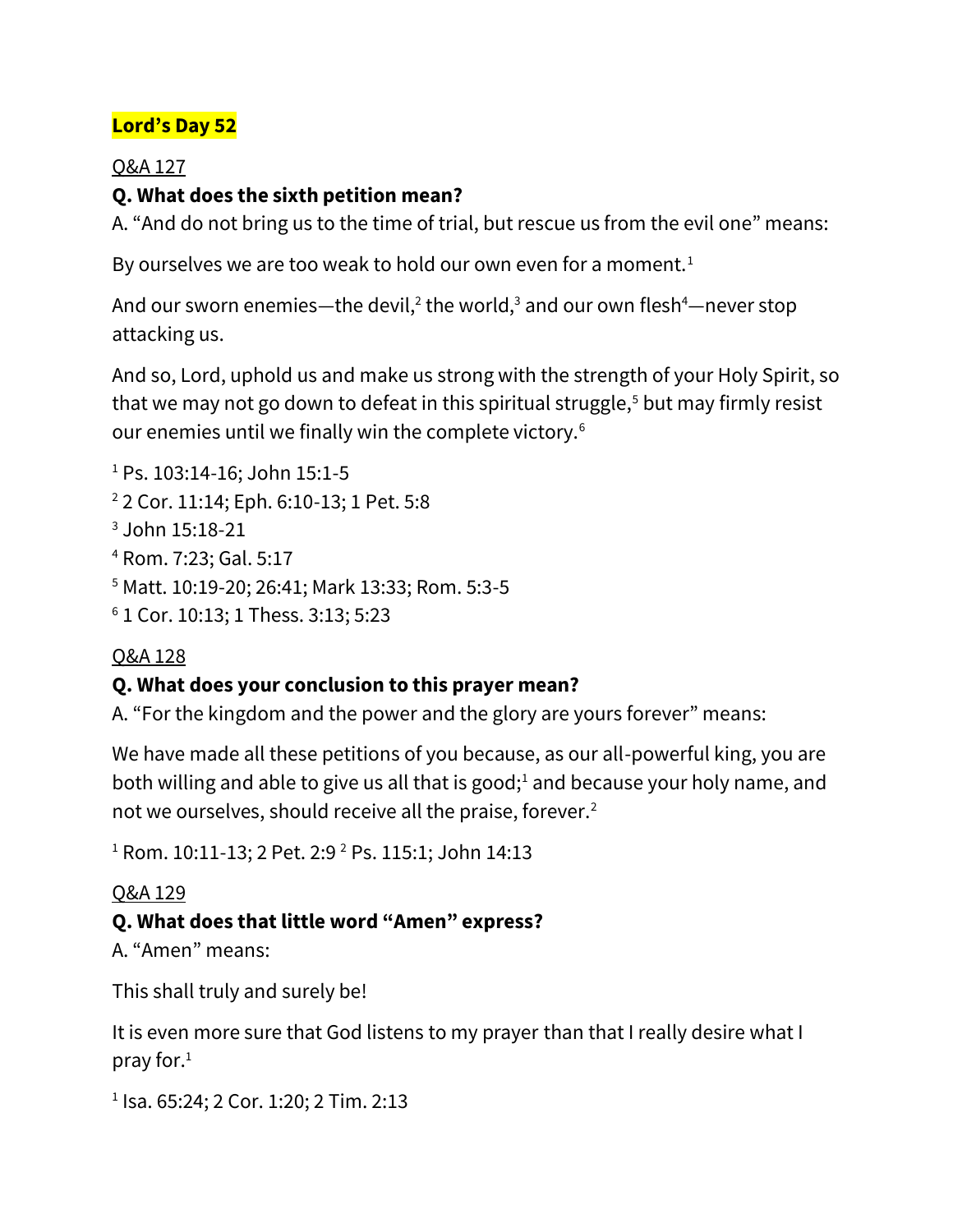## Lord’s Day 52

Q&A 127

**Q. What does the sixth petition mean?**

A. “And do not bring us to the time of trial, but rescue us from the evil one” means:

By ourselves we are too weak to hold our own even for a moment.[1]

And our sworn enemies—the devil,[2] the world,[3] and our own flesh[4]—never stop attacking us.

And so, Lord, uphold us and make us strong with the strength of your Holy Spirit, so that we may not go down to defeat in this spiritual struggle,[5] but may firmly resist our enemies until we finally win the complete victory.[6]

[1] Ps. 103:14-16; John 15:1-5
[2] 2 Cor. 11:14; Eph. 6:10-13; 1 Pet. 5:8
[3] John 15:18-21
[4] Rom. 7:23; Gal. 5:17
[5] Matt. 10:19-20; 26:41; Mark 13:33; Rom. 5:3-5
[6] 1 Cor. 10:13; 1 Thess. 3:13; 5:23

Q&A 128

**Q. What does your conclusion to this prayer mean?**

A. “For the kingdom and the power and the glory are yours forever” means:

We have made all these petitions of you because, as our all-powerful king, you are both willing and able to give us all that is good;[1] and because your holy name, and not we ourselves, should receive all the praise, forever.[2]

[1] Rom. 10:11-13; 2 Pet. 2:9 [2] Ps. 115:1; John 14:13

Q&A 129

**Q. What does that little word “Amen” express?**

A. “Amen” means:

This shall truly and surely be!

It is even more sure that God listens to my prayer than that I really desire what I pray for.[1]

[1] Isa. 65:24; 2 Cor. 1:20; 2 Tim. 2:13